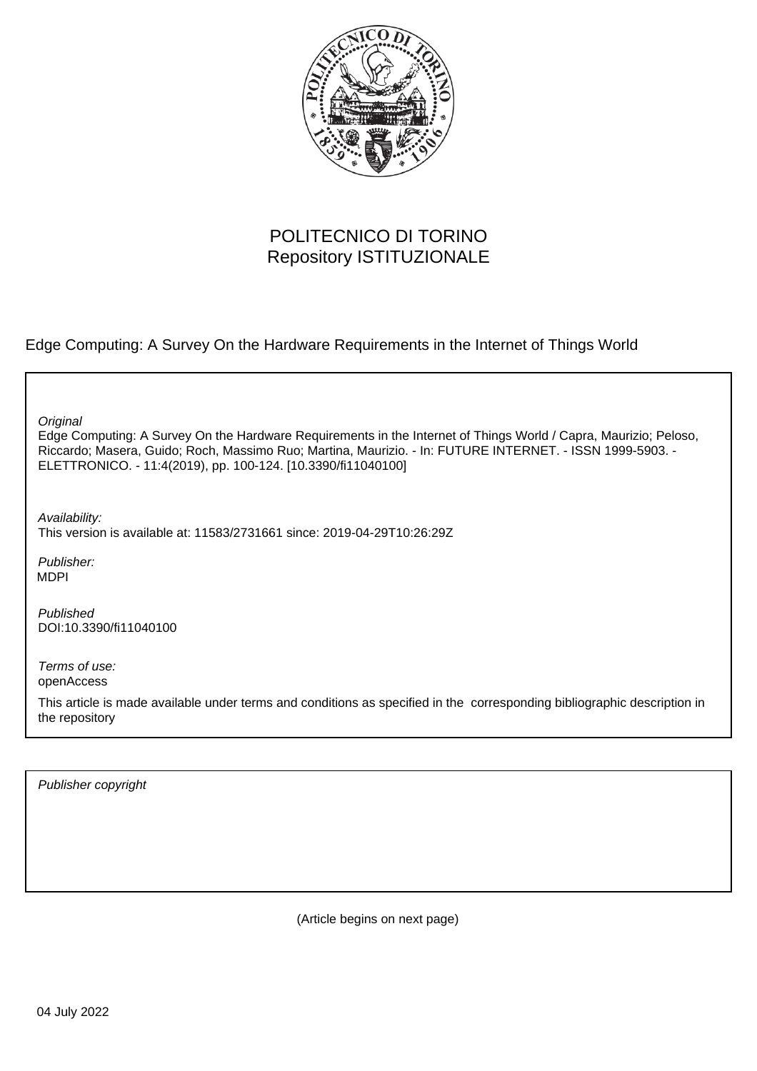POLITECNICO DI TORINO
Repository ISTITUZIONALE

Edge Computing: A Survey On the Hardware Requirements in the Internet of Things World

*Original*

Edge Computing: A Survey On the Hardware Requirements in the Internet of Things World / Capra, Maurizio; Peloso, Riccardo; Masera, Guido; Roch, Massimo Ruo; Martina, Maurizio. - In: FUTURE INTERNET. - ISSN 1999-5903. - ELETTRONICO. - 11:4(2019), pp. 100-124. [10.3390/fi11040100]

*Availability:*

This version is available at: 11583/2731661 since: 2019-04-29T10:26:29Z

*Publisher:*

MDPI

*Published*

DOI:10.3390/fi11040100

*Terms of use:*

openAccess

This article is made available under terms and conditions as specified in the corresponding bibliographic description in the repository

*Publisher copyright*

(Article begins on next page)

04 July 2022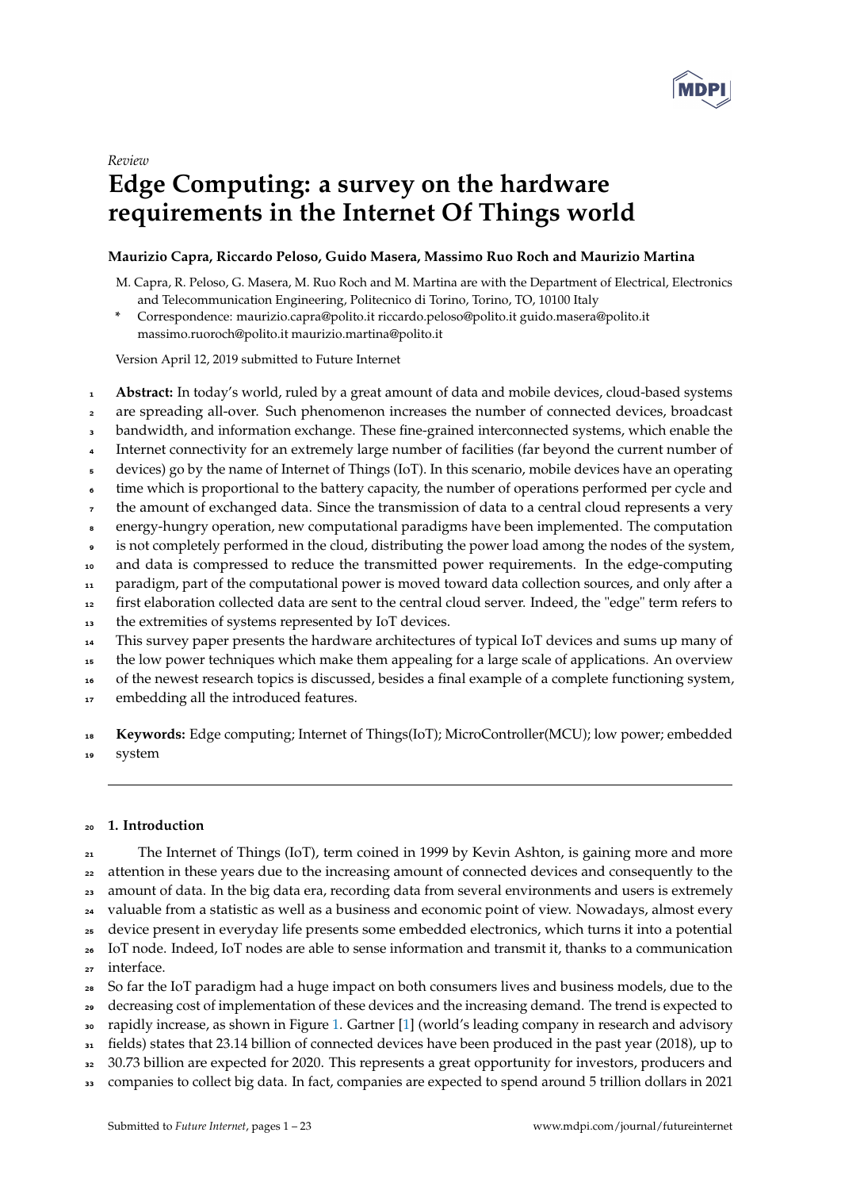*Review*

# Edge Computing: a survey on the hardware requirements in the Internet Of Things world

**Maurizio Capra, Riccardo Peloso, Guido Masera, Massimo Ruo Roch and Maurizio Martina**

M. Capra, R. Peloso, G. Masera, M. Ruo Roch and M. Martina are with the Department of Electrical, Electronics and Telecommunication Engineering, Politecnico di Torino, Torino, TO, 10100 Italy

\* Correspondence: maurizio.capra@polito.it riccardo.peloso@polito.it guido.masera@polito.it massimo.ruoroch@polito.it maurizio.martina@polito.it

Version April 12, 2019 submitted to Future Internet

**Abstract:** In today's world, ruled by a great amount of data and mobile devices, cloud-based systems are spreading all-over. Such phenomenon increases the number of connected devices, broadcast bandwidth, and information exchange. These fine-grained interconnected systems, which enable the Internet connectivity for an extremely large number of facilities (far beyond the current number of devices) go by the name of Internet of Things (IoT). In this scenario, mobile devices have an operating time which is proportional to the battery capacity, the number of operations performed per cycle and the amount of exchanged data. Since the transmission of data to a central cloud represents a very energy-hungry operation, new computational paradigms have been implemented. The computation is not completely performed in the cloud, distributing the power load among the nodes of the system, and data is compressed to reduce the transmitted power requirements. In the edge-computing paradigm, part of the computational power is moved toward data collection sources, and only after a first elaboration collected data are sent to the central cloud server. Indeed, the "edge" term refers to the extremities of systems represented by IoT devices.
This survey paper presents the hardware architectures of typical IoT devices and sums up many of the low power techniques which make them appealing for a large scale of applications. An overview of the newest research topics is discussed, besides a final example of a complete functioning system, embedding all the introduced features.

**Keywords:** Edge computing; Internet of Things(IoT); MicroController(MCU); low power; embedded system

---

## 1. Introduction

The Internet of Things (IoT), term coined in 1999 by Kevin Ashton, is gaining more and more attention in these years due to the increasing amount of connected devices and consequently to the amount of data. In the big data era, recording data from several environments and users is extremely valuable from a statistic as well as a business and economic point of view. Nowadays, almost every device present in everyday life presents some embedded electronics, which turns it into a potential IoT node. Indeed, IoT nodes are able to sense information and transmit it, thanks to a communication interface.
So far the IoT paradigm had a huge impact on both consumers lives and business models, due to the decreasing cost of implementation of these devices and the increasing demand. The trend is expected to rapidly increase, as shown in Figure 1. Gartner [1] (world's leading company in research and advisory fields) states that 23.14 billion of connected devices have been produced in the past year (2018), up to 30.73 billion are expected for 2020. This represents a great opportunity for investors, producers and companies to collect big data. In fact, companies are expected to spend around 5 trillion dollars in 2021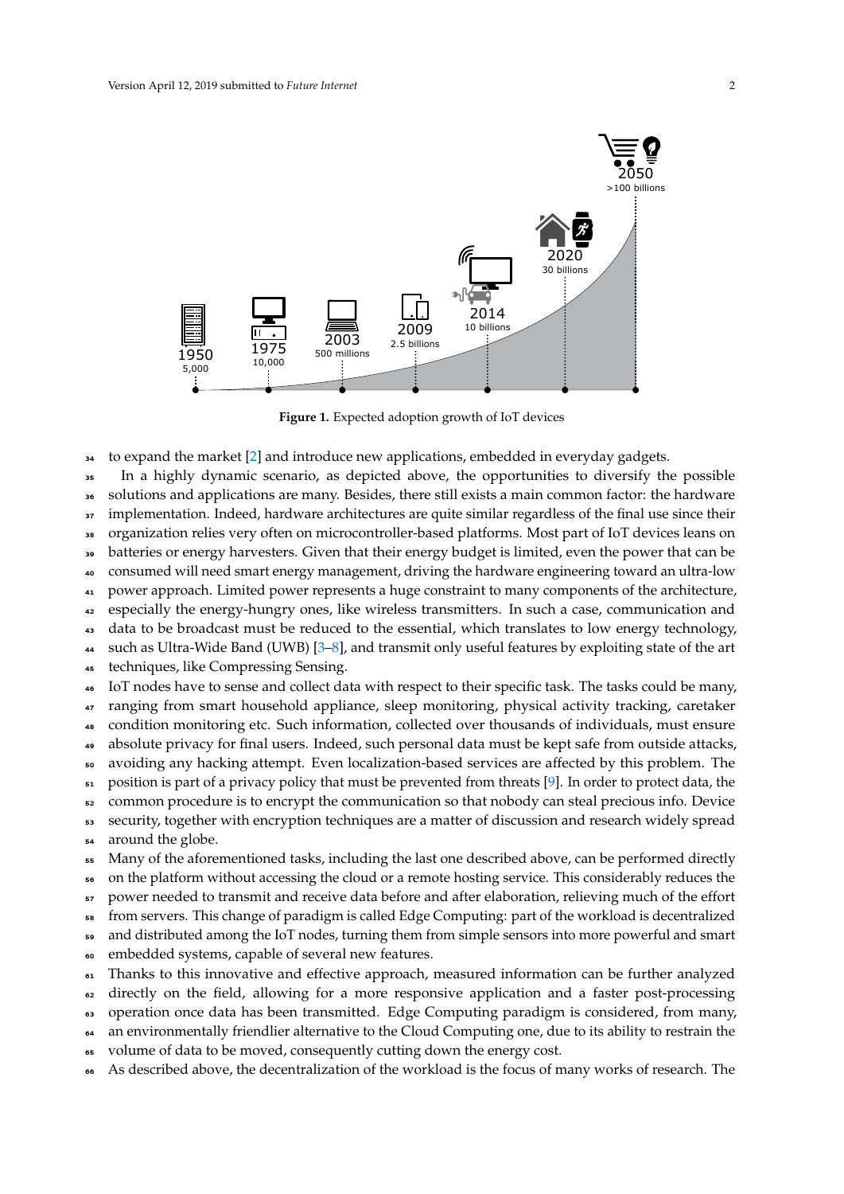1950
5,000

1975
10,000

2003
500 millions

2009
2.5 billions

2014
10 billions

2020
30 billions

2050
>100 billions

**Figure 1.** Expected adoption growth of IoT devices

to expand the market [2] and introduce new applications, embedded in everyday gadgets.

In a highly dynamic scenario, as depicted above, the opportunities to diversify the possible solutions and applications are many. Besides, there still exists a main common factor: the hardware implementation. Indeed, hardware architectures are quite similar regardless of the final use since their organization relies very often on microcontroller-based platforms. Most part of IoT devices leans on batteries or energy harvesters. Given that their energy budget is limited, even the power that can be consumed will need smart energy management, driving the hardware engineering toward an ultra-low power approach. Limited power represents a huge constraint to many components of the architecture, especially the energy-hungry ones, like wireless transmitters. In such a case, communication and data to be broadcast must be reduced to the essential, which translates to low energy technology, such as Ultra-Wide Band (UWB) [3–8], and transmit only useful features by exploiting state of the art techniques, like Compressing Sensing.

IoT nodes have to sense and collect data with respect to their specific task. The tasks could be many, ranging from smart household appliance, sleep monitoring, physical activity tracking, caretaker condition monitoring etc. Such information, collected over thousands of individuals, must ensure absolute privacy for final users. Indeed, such personal data must be kept safe from outside attacks, avoiding any hacking attempt. Even localization-based services are affected by this problem. The position is part of a privacy policy that must be prevented from threats [9]. In order to protect data, the common procedure is to encrypt the communication so that nobody can steal precious info. Device security, together with encryption techniques are a matter of discussion and research widely spread around the globe.

Many of the aforementioned tasks, including the last one described above, can be performed directly on the platform without accessing the cloud or a remote hosting service. This considerably reduces the power needed to transmit and receive data before and after elaboration, relieving much of the effort from servers. This change of paradigm is called Edge Computing: part of the workload is decentralized and distributed among the IoT nodes, turning them from simple sensors into more powerful and smart embedded systems, capable of several new features.

Thanks to this innovative and effective approach, measured information can be further analyzed directly on the field, allowing for a more responsive application and a faster post-processing operation once data has been transmitted. Edge Computing paradigm is considered, from many, an environmentally friendlier alternative to the Cloud Computing one, due to its ability to restrain the volume of data to be moved, consequently cutting down the energy cost.

As described above, the decentralization of the workload is the focus of many works of research. The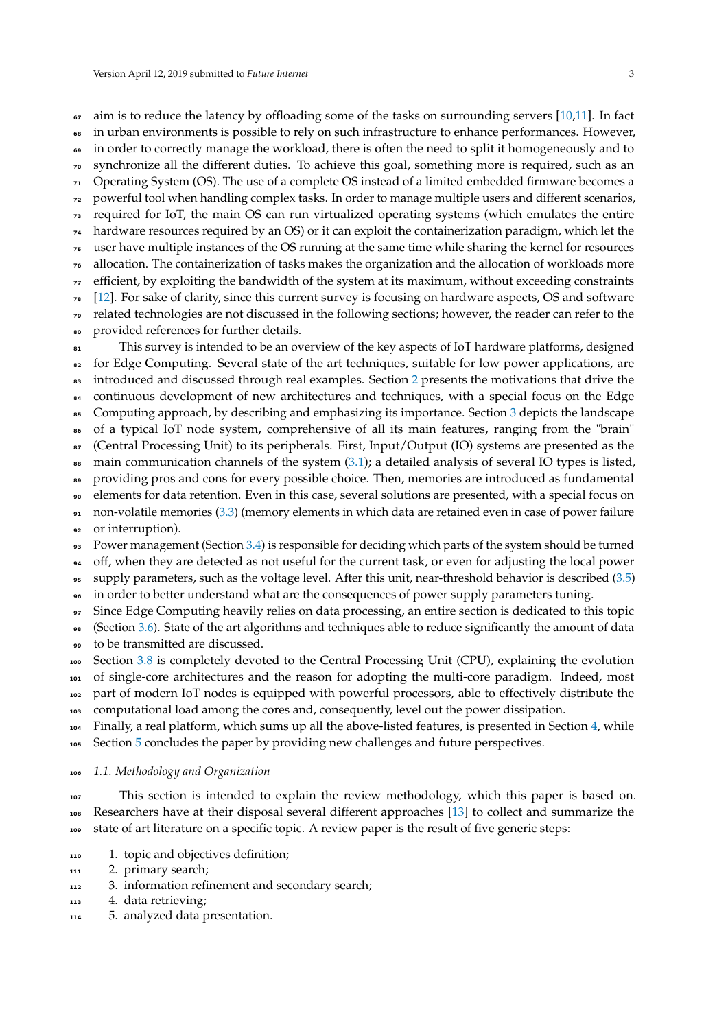aim is to reduce the latency by offloading some of the tasks on surrounding servers [10,11]. In fact in urban environments is possible to rely on such infrastructure to enhance performances. However, in order to correctly manage the workload, there is often the need to split it homogeneously and to synchronize all the different duties. To achieve this goal, something more is required, such as an Operating System (OS). The use of a complete OS instead of a limited embedded firmware becomes a powerful tool when handling complex tasks. In order to manage multiple users and different scenarios, required for IoT, the main OS can run virtualized operating systems (which emulates the entire hardware resources required by an OS) or it can exploit the containerization paradigm, which let the user have multiple instances of the OS running at the same time while sharing the kernel for resources allocation. The containerization of tasks makes the organization and the allocation of workloads more efficient, by exploiting the bandwidth of the system at its maximum, without exceeding constraints [12]. For sake of clarity, since this current survey is focusing on hardware aspects, OS and software related technologies are not discussed in the following sections; however, the reader can refer to the provided references for further details.

This survey is intended to be an overview of the key aspects of IoT hardware platforms, designed for Edge Computing. Several state of the art techniques, suitable for low power applications, are introduced and discussed through real examples. Section 2 presents the motivations that drive the continuous development of new architectures and techniques, with a special focus on the Edge Computing approach, by describing and emphasizing its importance. Section 3 depicts the landscape of a typical IoT node system, comprehensive of all its main features, ranging from the "brain" (Central Processing Unit) to its peripherals. First, Input/Output (IO) systems are presented as the main communication channels of the system (3.1); a detailed analysis of several IO types is listed, providing pros and cons for every possible choice. Then, memories are introduced as fundamental elements for data retention. Even in this case, several solutions are presented, with a special focus on non-volatile memories (3.3) (memory elements in which data are retained even in case of power failure or interruption).

Power management (Section 3.4) is responsible for deciding which parts of the system should be turned off, when they are detected as not useful for the current task, or even for adjusting the local power supply parameters, such as the voltage level. After this unit, near-threshold behavior is described (3.5) in order to better understand what are the consequences of power supply parameters tuning.

Since Edge Computing heavily relies on data processing, an entire section is dedicated to this topic (Section 3.6). State of the art algorithms and techniques able to reduce significantly the amount of data to be transmitted are discussed.

Section 3.8 is completely devoted to the Central Processing Unit (CPU), explaining the evolution of single-core architectures and the reason for adopting the multi-core paradigm. Indeed, most part of modern IoT nodes is equipped with powerful processors, able to effectively distribute the computational load among the cores and, consequently, level out the power dissipation.

Finally, a real platform, which sums up all the above-listed features, is presented in Section 4, while Section 5 concludes the paper by providing new challenges and future perspectives.

### 1.1. Methodology and Organization

This section is intended to explain the review methodology, which this paper is based on. Researchers have at their disposal several different approaches [13] to collect and summarize the state of art literature on a specific topic. A review paper is the result of five generic steps:

1. topic and objectives definition;
2. primary search;
3. information refinement and secondary search;
4. data retrieving;
5. analyzed data presentation.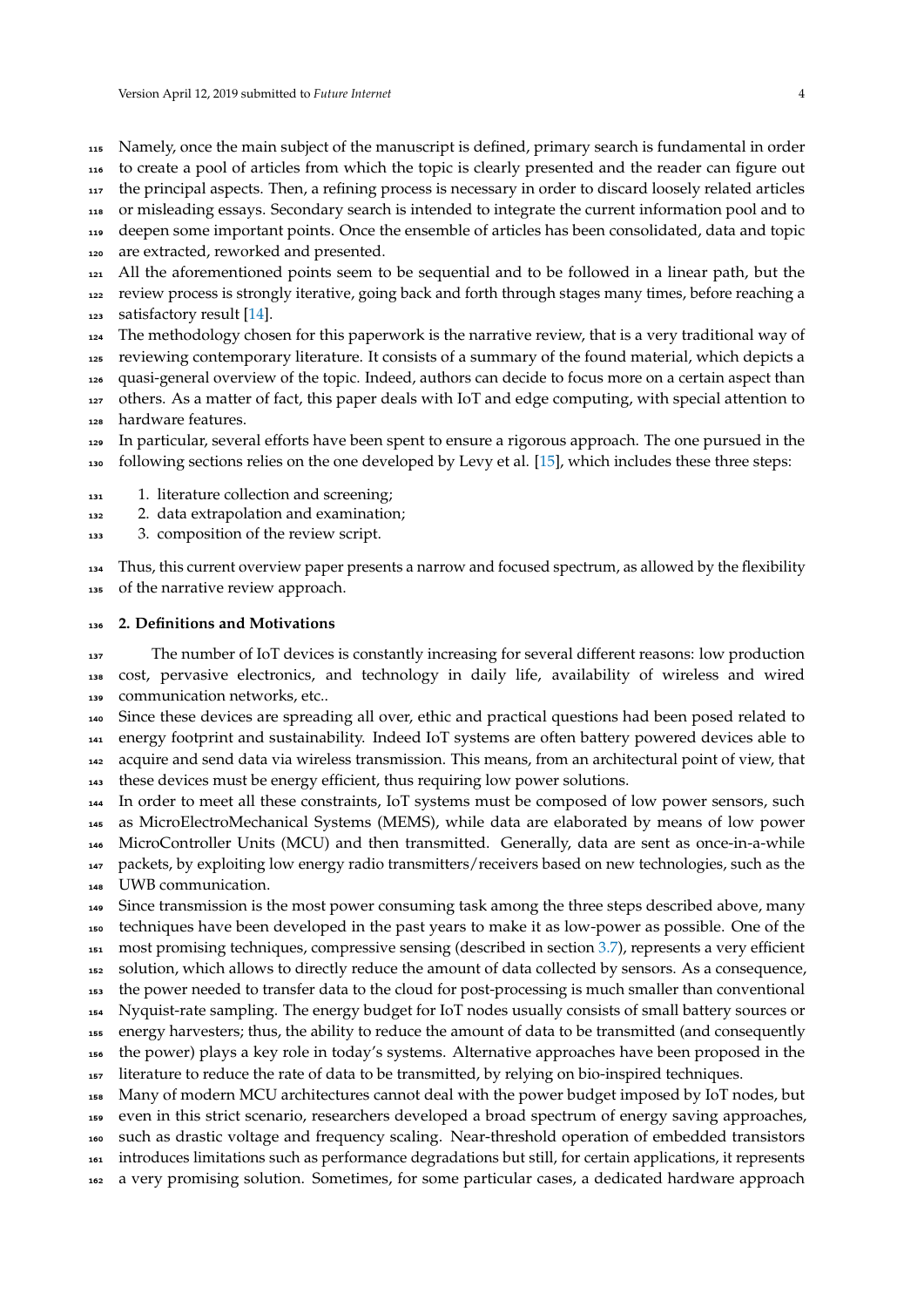Namely, once the main subject of the manuscript is defined, primary search is fundamental in order to create a pool of articles from which the topic is clearly presented and the reader can figure out the principal aspects. Then, a refining process is necessary in order to discard loosely related articles or misleading essays. Secondary search is intended to integrate the current information pool and to deepen some important points. Once the ensemble of articles has been consolidated, data and topic are extracted, reworked and presented.

All the aforementioned points seem to be sequential and to be followed in a linear path, but the review process is strongly iterative, going back and forth through stages many times, before reaching a satisfactory result [14].

The methodology chosen for this paperwork is the narrative review, that is a very traditional way of reviewing contemporary literature. It consists of a summary of the found material, which depicts a quasi-general overview of the topic. Indeed, authors can decide to focus more on a certain aspect than others. As a matter of fact, this paper deals with IoT and edge computing, with special attention to hardware features.

In particular, several efforts have been spent to ensure a rigorous approach. The one pursued in the following sections relies on the one developed by Levy et al. [15], which includes these three steps:

1. literature collection and screening;
2. data extrapolation and examination;
3. composition of the review script.

Thus, this current overview paper presents a narrow and focused spectrum, as allowed by the flexibility of the narrative review approach.

## 2. Definitions and Motivations

The number of IoT devices is constantly increasing for several different reasons: low production cost, pervasive electronics, and technology in daily life, availability of wireless and wired communication networks, etc..

Since these devices are spreading all over, ethic and practical questions had been posed related to energy footprint and sustainability. Indeed IoT systems are often battery powered devices able to acquire and send data via wireless transmission. This means, from an architectural point of view, that these devices must be energy efficient, thus requiring low power solutions.

In order to meet all these constraints, IoT systems must be composed of low power sensors, such as MicroElectroMechanical Systems (MEMS), while data are elaborated by means of low power MicroController Units (MCU) and then transmitted. Generally, data are sent as once-in-a-while packets, by exploiting low energy radio transmitters/receivers based on new technologies, such as the UWB communication.

Since transmission is the most power consuming task among the three steps described above, many techniques have been developed in the past years to make it as low-power as possible. One of the most promising techniques, compressive sensing (described in section 3.7), represents a very efficient solution, which allows to directly reduce the amount of data collected by sensors. As a consequence, the power needed to transfer data to the cloud for post-processing is much smaller than conventional Nyquist-rate sampling. The energy budget for IoT nodes usually consists of small battery sources or energy harvesters; thus, the ability to reduce the amount of data to be transmitted (and consequently the power) plays a key role in today's systems. Alternative approaches have been proposed in the literature to reduce the rate of data to be transmitted, by relying on bio-inspired techniques.

Many of modern MCU architectures cannot deal with the power budget imposed by IoT nodes, but even in this strict scenario, researchers developed a broad spectrum of energy saving approaches, such as drastic voltage and frequency scaling. Near-threshold operation of embedded transistors introduces limitations such as performance degradations but still, for certain applications, it represents a very promising solution. Sometimes, for some particular cases, a dedicated hardware approach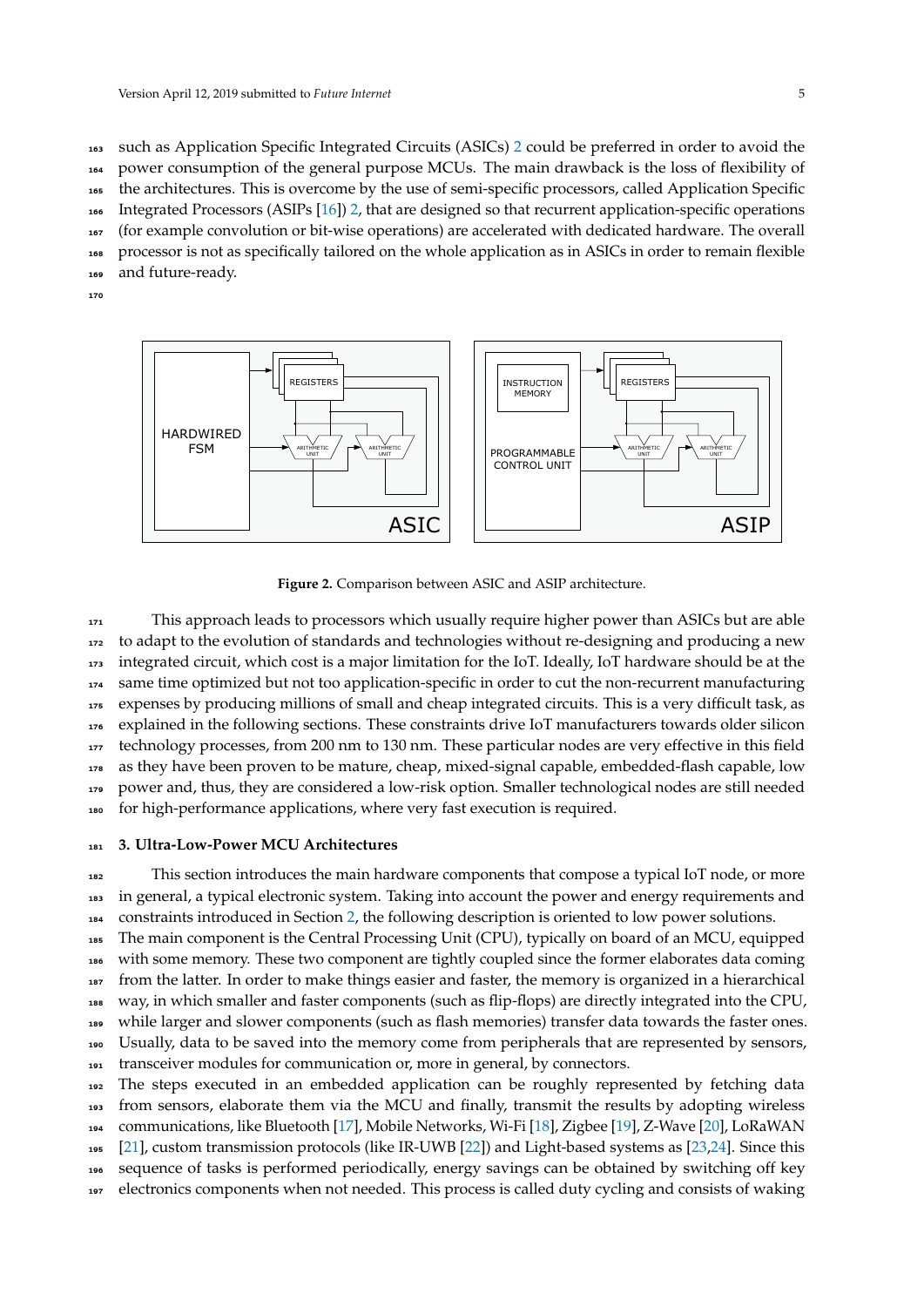such as Application Specific Integrated Circuits (ASICs) 2 could be preferred in order to avoid the power consumption of the general purpose MCUs. The main drawback is the loss of flexibility of the architectures. This is overcome by the use of semi-specific processors, called Application Specific Integrated Processors (ASIPs [16]) 2, that are designed so that recurrent application-specific operations (for example convolution or bit-wise operations) are accelerated with dedicated hardware. The overall processor is not as specifically tailored on the whole application as in ASICs in order to remain flexible and future-ready.

**Figure 2.** Comparison between ASIC and ASIP architecture.

This approach leads to processors which usually require higher power than ASICs but are able to adapt to the evolution of standards and technologies without re-designing and producing a new integrated circuit, which cost is a major limitation for the IoT. Ideally, IoT hardware should be at the same time optimized but not too application-specific in order to cut the non-recurrent manufacturing expenses by producing millions of small and cheap integrated circuits. This is a very difficult task, as explained in the following sections. These constraints drive IoT manufacturers towards older silicon technology processes, from 200 nm to 130 nm. These particular nodes are very effective in this field as they have been proven to be mature, cheap, mixed-signal capable, embedded-flash capable, low power and, thus, they are considered a low-risk option. Smaller technological nodes are still needed for high-performance applications, where very fast execution is required.

## 3. Ultra-Low-Power MCU Architectures

This section introduces the main hardware components that compose a typical IoT node, or more in general, a typical electronic system. Taking into account the power and energy requirements and constraints introduced in Section 2, the following description is oriented to low power solutions.
The main component is the Central Processing Unit (CPU), typically on board of an MCU, equipped with some memory. These two component are tightly coupled since the former elaborates data coming from the latter. In order to make things easier and faster, the memory is organized in a hierarchical way, in which smaller and faster components (such as flip-flops) are directly integrated into the CPU, while larger and slower components (such as flash memories) transfer data towards the faster ones. Usually, data to be saved into the memory come from peripherals that are represented by sensors, transceiver modules for communication or, more in general, by connectors.
The steps executed in an embedded application can be roughly represented by fetching data from sensors, elaborate them via the MCU and finally, transmit the results by adopting wireless communications, like Bluetooth [17], Mobile Networks, Wi-Fi [18], Zigbee [19], Z-Wave [20], LoRaWAN [21], custom transmission protocols (like IR-UWB [22]) and Light-based systems as [23,24]. Since this sequence of tasks is performed periodically, energy savings can be obtained by switching off key electronics components when not needed. This process is called duty cycling and consists of waking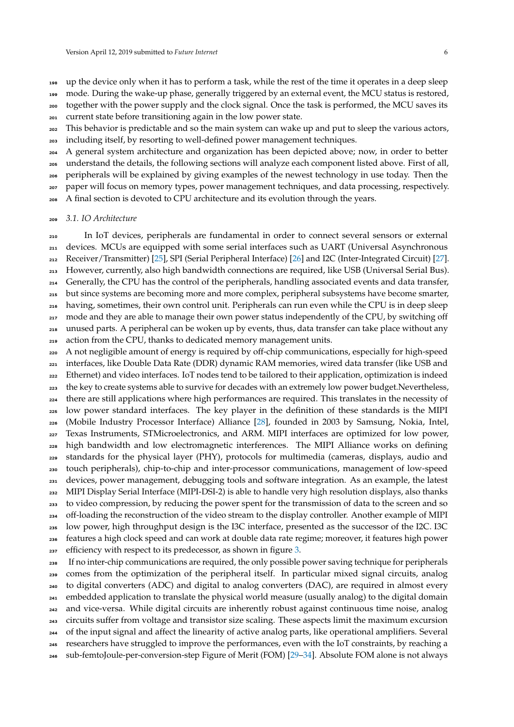up the device only when it has to perform a task, while the rest of the time it operates in a deep sleep mode. During the wake-up phase, generally triggered by an external event, the MCU status is restored, together with the power supply and the clock signal. Once the task is performed, the MCU saves its current state before transitioning again in the low power state.

This behavior is predictable and so the main system can wake up and put to sleep the various actors, including itself, by resorting to well-defined power management techniques.

A general system architecture and organization has been depicted above; now, in order to better understand the details, the following sections will analyze each component listed above. First of all, peripherals will be explained by giving examples of the newest technology in use today. Then the paper will focus on memory types, power management techniques, and data processing, respectively. A final section is devoted to CPU architecture and its evolution through the years.

### 3.1. IO Architecture

In IoT devices, peripherals are fundamental in order to connect several sensors or external devices. MCUs are equipped with some serial interfaces such as UART (Universal Asynchronous Receiver/Transmitter) [25], SPI (Serial Peripheral Interface) [26] and I2C (Inter-Integrated Circuit) [27]. However, currently, also high bandwidth connections are required, like USB (Universal Serial Bus). Generally, the CPU has the control of the peripherals, handling associated events and data transfer, but since systems are becoming more and more complex, peripheral subsystems have become smarter, having, sometimes, their own control unit. Peripherals can run even while the CPU is in deep sleep mode and they are able to manage their own power status independently of the CPU, by switching off unused parts. A peripheral can be woken up by events, thus, data transfer can take place without any action from the CPU, thanks to dedicated memory management units.

A not negligible amount of energy is required by off-chip communications, especially for high-speed interfaces, like Double Data Rate (DDR) dynamic RAM memories, wired data transfer (like USB and Ethernet) and video interfaces. IoT nodes tend to be tailored to their application, optimization is indeed the key to create systems able to survive for decades with an extremely low power budget.Nevertheless, there are still applications where high performances are required. This translates in the necessity of low power standard interfaces. The key player in the definition of these standards is the MIPI (Mobile Industry Processor Interface) Alliance [28], founded in 2003 by Samsung, Nokia, Intel, Texas Instruments, STMicroelectronics, and ARM. MIPI interfaces are optimized for low power, high bandwidth and low electromagnetic interferences. The MIPI Alliance works on defining standards for the physical layer (PHY), protocols for multimedia (cameras, displays, audio and touch peripherals), chip-to-chip and inter-processor communications, management of low-speed devices, power management, debugging tools and software integration. As an example, the latest MIPI Display Serial Interface (MIPI-DSI-2) is able to handle very high resolution displays, also thanks to video compression, by reducing the power spent for the transmission of data to the screen and so off-loading the reconstruction of the video stream to the display controller. Another example of MIPI low power, high throughput design is the I3C interface, presented as the successor of the I2C. I3C features a high clock speed and can work at double data rate regime; moreover, it features high power efficiency with respect to its predecessor, as shown in figure 3.

If no inter-chip communications are required, the only possible power saving technique for peripherals comes from the optimization of the peripheral itself. In particular mixed signal circuits, analog to digital converters (ADC) and digital to analog converters (DAC), are required in almost every embedded application to translate the physical world measure (usually analog) to the digital domain and vice-versa. While digital circuits are inherently robust against continuous time noise, analog circuits suffer from voltage and transistor size scaling. These aspects limit the maximum excursion of the input signal and affect the linearity of active analog parts, like operational amplifiers. Several researchers have struggled to improve the performances, even with the IoT constraints, by reaching a sub-femtoJoule-per-conversion-step Figure of Merit (FOM) [29–34]. Absolute FOM alone is not always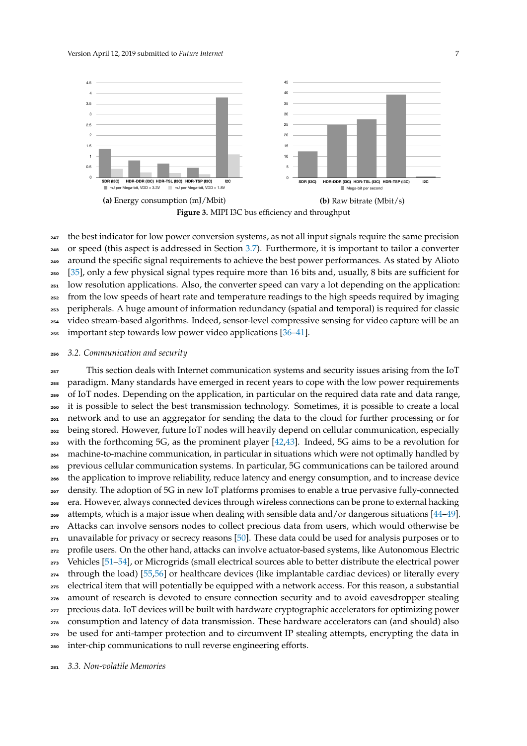4.5
4
3.5
3
2.5
2
1.5
1
0.5
0

SDR (I3C) HDR-DDR (I3C) HDR-TSL (I3C) HDR-TSP (I3C) I2C

mJ per Mega-bit, VDD = 3.3V    mJ per Mega-bit, VDD = 1.8V

**(a)** Energy consumption (mJ/Mbit)

45
40
35
30
25
20
15
10
5
0

SDR (I3C) HDR-DDR (I3C) HDR-TSL (I3C) HDR-TSP (I3C) I2C

Mega-bit per second

**(b)** Raw bitrate (Mbit/s)

**Figure 3.** MIPI I3C bus efficiency and throughput

the best indicator for low power conversion systems, as not all input signals require the same precision or speed (this aspect is addressed in Section 3.7). Furthermore, it is important to tailor a converter around the specific signal requirements to achieve the best power performances. As stated by Alioto [35], only a few physical signal types require more than 16 bits and, usually, 8 bits are sufficient for low resolution applications. Also, the converter speed can vary a lot depending on the application: from the low speeds of heart rate and temperature readings to the high speeds required by imaging peripherals. A huge amount of information redundancy (spatial and temporal) is required for classic video stream-based algorithms. Indeed, sensor-level compressive sensing for video capture will be an important step towards low power video applications [36–41].

### 3.2. Communication and security

This section deals with Internet communication systems and security issues arising from the IoT paradigm. Many standards have emerged in recent years to cope with the low power requirements of IoT nodes. Depending on the application, in particular on the required data rate and data range, it is possible to select the best transmission technology. Sometimes, it is possible to create a local network and to use an aggregator for sending the data to the cloud for further processing or for being stored. However, future IoT nodes will heavily depend on cellular communication, especially with the forthcoming 5G, as the prominent player [42,43]. Indeed, 5G aims to be a revolution for machine-to-machine communication, in particular in situations which were not optimally handled by previous cellular communication systems. In particular, 5G communications can be tailored around the application to improve reliability, reduce latency and energy consumption, and to increase device density. The adoption of 5G in new IoT platforms promises to enable a true pervasive fully-connected era. However, always connected devices through wireless connections can be prone to external hacking attempts, which is a major issue when dealing with sensible data and/or dangerous situations [44–49]. Attacks can involve sensors nodes to collect precious data from users, which would otherwise be unavailable for privacy or secrecy reasons [50]. These data could be used for analysis purposes or to profile users. On the other hand, attacks can involve actuator-based systems, like Autonomous Electric Vehicles [51–54], or Microgrids (small electrical sources able to better distribute the electrical power through the load) [55,56] or healthcare devices (like implantable cardiac devices) or literally every electrical item that will potentially be equipped with a network access. For this reason, a substantial amount of research is devoted to ensure connection security and to avoid eavesdropper stealing precious data. IoT devices will be built with hardware cryptographic accelerators for optimizing power consumption and latency of data transmission. These hardware accelerators can (and should) also be used for anti-tamper protection and to circumvent IP stealing attempts, encrypting the data in inter-chip communications to null reverse engineering efforts.

### 3.3. Non-volatile Memories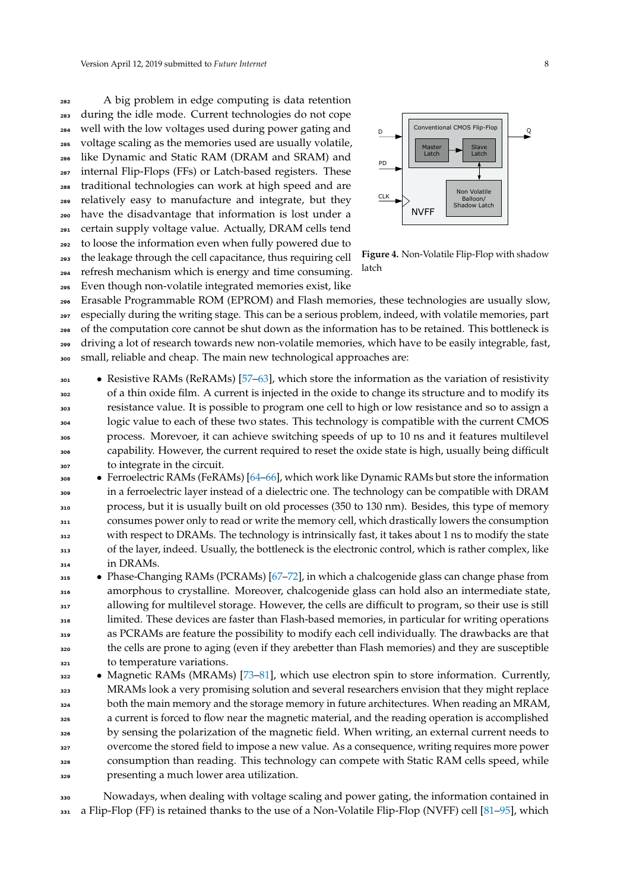A big problem in edge computing is data retention during the idle mode. Current technologies do not cope well with the low voltages used during power gating and voltage scaling as the memories used are usually volatile, like Dynamic and Static RAM (DRAM and SRAM) and internal Flip-Flops (FFs) or Latch-based registers. These traditional technologies can work at high speed and are relatively easy to manufacture and integrate, but they have the disadvantage that information is lost under a certain supply voltage value. Actually, DRAM cells tend to loose the information even when fully powered due to the leakage through the cell capacitance, thus requiring cell refresh mechanism which is energy and time consuming. Even though non-volatile integrated memories exist, like Erasable Programmable ROM (EPROM) and Flash memories, these technologies are usually slow, especially during the writing stage. This can be a serious problem, indeed, with volatile memories, part of the computation core cannot be shut down as the information has to be retained. This bottleneck is driving a lot of research towards new non-volatile memories, which have to be easily integrable, fast, small, reliable and cheap. The main new technological approaches are:

D
PD
CLK
Q
Conventional CMOS Flip-Flop
Master Latch
Slave Latch
Non Volatile Balloon/ Shadow Latch
NVFF

**Figure 4.** Non-Volatile Flip-Flop with shadow latch

- Resistive RAMs (ReRAMs) [57–63], which store the information as the variation of resistivity of a thin oxide film. A current is injected in the oxide to change its structure and to modify its resistance value. It is possible to program one cell to high or low resistance and so to assign a logic value to each of these two states. This technology is compatible with the current CMOS process. Moreover, it can achieve switching speeds of up to 10 ns and it features multilevel capability. However, the current required to reset the oxide state is high, usually being difficult to integrate in the circuit.
- Ferroelectric RAMs (FeRAMs) [64–66], which work like Dynamic RAMs but store the information in a ferroelectric layer instead of a dielectric one. The technology can be compatible with DRAM process, but it is usually built on old processes (350 to 130 nm). Besides, this type of memory consumes power only to read or write the memory cell, which drastically lowers the consumption with respect to DRAMs. The technology is intrinsically fast, it takes about 1 ns to modify the state of the layer, indeed. Usually, the bottleneck is the electronic control, which is rather complex, like in DRAMs.
- Phase-Changing RAMs (PCRAMs) [67–72], in which a chalcogenide glass can change phase from amorphous to crystalline. Moreover, chalcogenide glass can hold also an intermediate state, allowing for multilevel storage. However, the cells are difficult to program, so their use is still limited. These devices are faster than Flash-based memories, in particular for writing operations as PCRAMs are feature the possibility to modify each cell individually. The drawbacks are that the cells are prone to aging (even if they arebetter than Flash memories) and they are susceptible to temperature variations.
- Magnetic RAMs (MRAMs) [73–81], which use electron spin to store information. Currently, MRAMs look a very promising solution and several researchers envision that they might replace both the main memory and the storage memory in future architectures. When reading an MRAM, a current is forced to flow near the magnetic material, and the reading operation is accomplished by sensing the polarization of the magnetic field. When writing, an external current needs to overcome the stored field to impose a new value. As a consequence, writing requires more power consumption than reading. This technology can compete with Static RAM cells speed, while presenting a much lower area utilization.

Nowadays, when dealing with voltage scaling and power gating, the information contained in a Flip-Flop (FF) is retained thanks to the use of a Non-Volatile Flip-Flop (NVFF) cell [81–95], which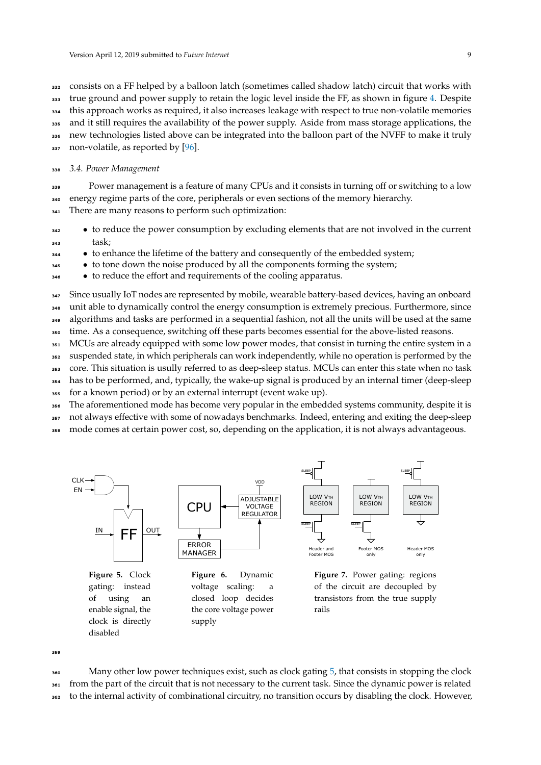consists on a FF helped by a balloon latch (sometimes called shadow latch) circuit that works with true ground and power supply to retain the logic level inside the FF, as shown in figure 4. Despite this approach works as required, it also increases leakage with respect to true non-volatile memories and it still requires the availability of the power supply. Aside from mass storage applications, the new technologies listed above can be integrated into the balloon part of the NVFF to make it truly non-volatile, as reported by [96].

### 3.4. Power Management

Power management is a feature of many CPUs and it consists in turning off or switching to a low energy regime parts of the core, peripherals or even sections of the memory hierarchy. There are many reasons to perform such optimization:

- to reduce the power consumption by excluding elements that are not involved in the current task;
- to enhance the lifetime of the battery and consequently of the embedded system;
- to tone down the noise produced by all the components forming the system;
- to reduce the effort and requirements of the cooling apparatus.

Since usually IoT nodes are represented by mobile, wearable battery-based devices, having an onboard unit able to dynamically control the energy consumption is extremely precious. Furthermore, since algorithms and tasks are performed in a sequential fashion, not all the units will be used at the same time. As a consequence, switching off these parts becomes essential for the above-listed reasons. MCUs are already equipped with some low power modes, that consist in turning the entire system in a suspended state, in which peripherals can work independently, while no operation is performed by the core. This situation is usully referred to as deep-sleep status. MCUs can enter this state when no task has to be performed, and, typically, the wake-up signal is produced by an internal timer (deep-sleep for a known period) or by an external interrupt (event wake up).
The aforementioned mode has become very popular in the embedded systems community, despite it is not always effective with some of nowadays benchmarks. Indeed, entering and exiting the deep-sleep mode comes at certain power cost, so, depending on the application, it is not always advantageous.

CLK
EN
IN
FF
OUT

**Figure 5.** Clock gating: instead of using an enable signal, the clock is directly disabled

VDD
CPU
ADJUSTABLE VOLTAGE REGULATOR
ERROR MANAGER

**Figure 6.** Dynamic voltage scaling: a closed loop decides the core voltage power supply

SLEEP
LOW $V_{TH}$ REGION
SLEEP
Header and Footer MOS
LOW $V_{TH}$ REGION
SLEEP
Footer MOS only
SLEEP
LOW $V_{TH}$ REGION
Header MOS only

**Figure 7.** Power gating: regions of the circuit are decoupled by transistors from the true supply rails

Many other low power techniques exist, such as clock gating 5, that consists in stopping the clock from the part of the circuit that is not necessary to the current task. Since the dynamic power is related to the internal activity of combinational circuitry, no transition occurs by disabling the clock. However,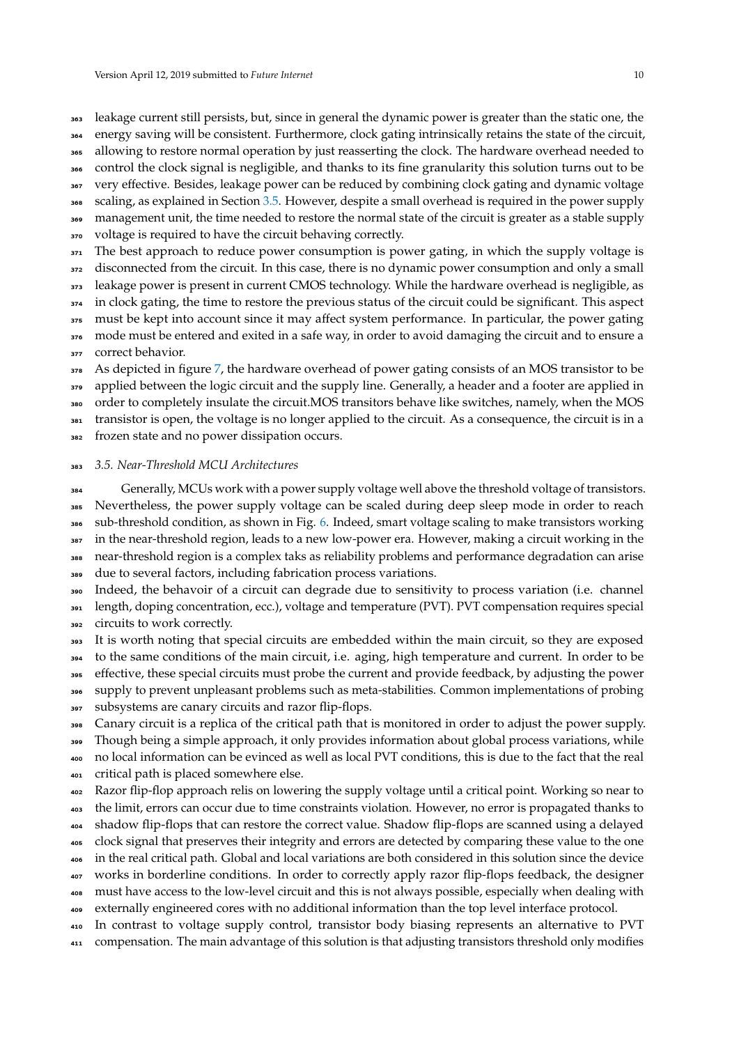leakage current still persists, but, since in general the dynamic power is greater than the static one, the energy saving will be consistent. Furthermore, clock gating intrinsically retains the state of the circuit, allowing to restore normal operation by just reasserting the clock. The hardware overhead needed to control the clock signal is negligible, and thanks to its fine granularity this solution turns out to be very effective. Besides, leakage power can be reduced by combining clock gating and dynamic voltage scaling, as explained in Section 3.5. However, despite a small overhead is required in the power supply management unit, the time needed to restore the normal state of the circuit is greater as a stable supply voltage is required to have the circuit behaving correctly.

The best approach to reduce power consumption is power gating, in which the supply voltage is disconnected from the circuit. In this case, there is no dynamic power consumption and only a small leakage power is present in current CMOS technology. While the hardware overhead is negligible, as in clock gating, the time to restore the previous status of the circuit could be significant. This aspect must be kept into account since it may affect system performance. In particular, the power gating mode must be entered and exited in a safe way, in order to avoid damaging the circuit and to ensure a correct behavior.

As depicted in figure 7, the hardware overhead of power gating consists of an MOS transistor to be applied between the logic circuit and the supply line. Generally, a header and a footer are applied in order to completely insulate the circuit.MOS transitors behave like switches, namely, when the MOS transistor is open, the voltage is no longer applied to the circuit. As a consequence, the circuit is in a frozen state and no power dissipation occurs.

### 3.5. Near-Threshold MCU Architectures

Generally, MCUs work with a power supply voltage well above the threshold voltage of transistors. Nevertheless, the power supply voltage can be scaled during deep sleep mode in order to reach sub-threshold condition, as shown in Fig. 6. Indeed, smart voltage scaling to make transistors working in the near-threshold region, leads to a new low-power era. However, making a circuit working in the near-threshold region is a complex taks as reliability problems and performance degradation can arise due to several factors, including fabrication process variations.

Indeed, the behavoir of a circuit can degrade due to sensitivity to process variation (i.e. channel length, doping concentration, ecc.), voltage and temperature (PVT). PVT compensation requires special circuits to work correctly.

It is worth noting that special circuits are embedded within the main circuit, so they are exposed to the same conditions of the main circuit, i.e. aging, high temperature and current. In order to be effective, these special circuits must probe the current and provide feedback, by adjusting the power supply to prevent unpleasant problems such as meta-stabilities. Common implementations of probing subsystems are canary circuits and razor flip-flops.

Canary circuit is a replica of the critical path that is monitored in order to adjust the power supply. Though being a simple approach, it only provides information about global process variations, while no local information can be evinced as well as local PVT conditions, this is due to the fact that the real critical path is placed somewhere else.

Razor flip-flop approach relis on lowering the supply voltage until a critical point. Working so near to the limit, errors can occur due to time constraints violation. However, no error is propagated thanks to shadow flip-flops that can restore the correct value. Shadow flip-flops are scanned using a delayed clock signal that preserves their integrity and errors are detected by comparing these value to the one in the real critical path. Global and local variations are both considered in this solution since the device works in borderline conditions. In order to correctly apply razor flip-flops feedback, the designer must have access to the low-level circuit and this is not always possible, especially when dealing with externally engineered cores with no additional information than the top level interface protocol.

In contrast to voltage supply control, transistor body biasing represents an alternative to PVT compensation. The main advantage of this solution is that adjusting transistors threshold only modifies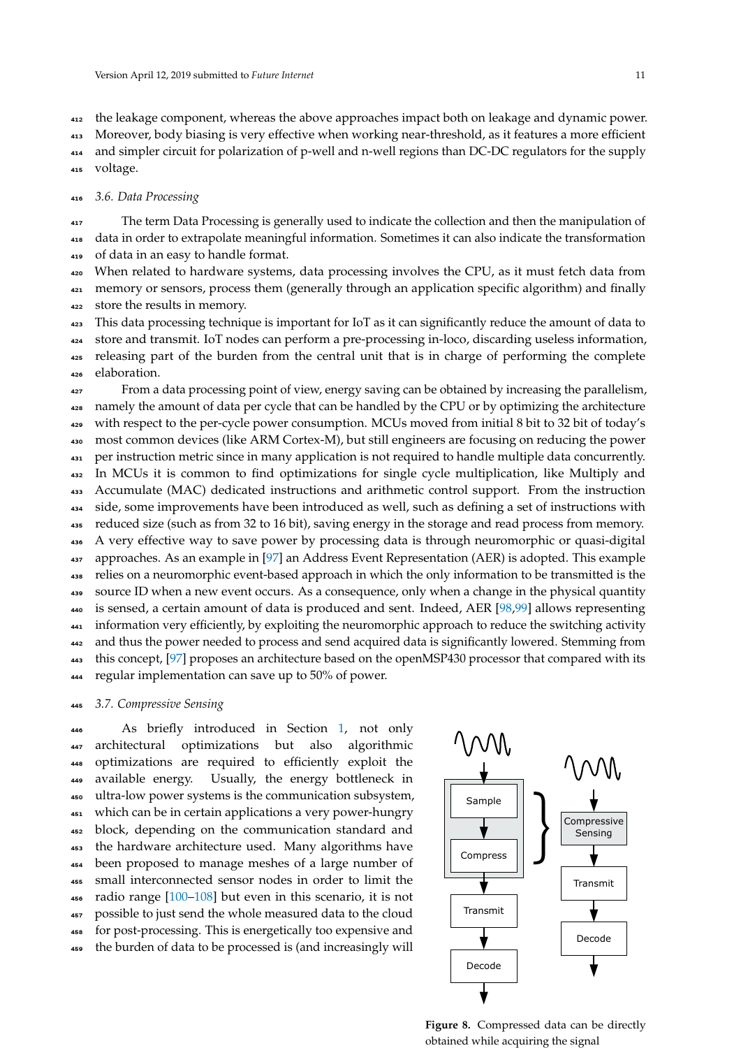the leakage component, whereas the above approaches impact both on leakage and dynamic power. Moreover, body biasing is very effective when working near-threshold, as it features a more efficient and simpler circuit for polarization of p-well and n-well regions than DC-DC regulators for the supply voltage.

### 3.6. Data Processing

The term Data Processing is generally used to indicate the collection and then the manipulation of data in order to extrapolate meaningful information. Sometimes it can also indicate the transformation of data in an easy to handle format.
When related to hardware systems, data processing involves the CPU, as it must fetch data from memory or sensors, process them (generally through an application specific algorithm) and finally store the results in memory.
This data processing technique is important for IoT as it can significantly reduce the amount of data to store and transmit. IoT nodes can perform a pre-processing in-loco, discarding useless information, releasing part of the burden from the central unit that is in charge of performing the complete elaboration.

From a data processing point of view, energy saving can be obtained by increasing the parallelism, namely the amount of data per cycle that can be handled by the CPU or by optimizing the architecture with respect to the per-cycle power consumption. MCUs moved from initial 8 bit to 32 bit of today's most common devices (like ARM Cortex-M), but still engineers are focusing on reducing the power per instruction metric since in many application is not required to handle multiple data concurrently. In MCUs it is common to find optimizations for single cycle multiplication, like Multiply and Accumulate (MAC) dedicated instructions and arithmetic control support. From the instruction side, some improvements have been introduced as well, such as defining a set of instructions with reduced size (such as from 32 to 16 bit), saving energy in the storage and read process from memory. A very effective way to save power by processing data is through neuromorphic or quasi-digital approaches. As an example in [97] an Address Event Representation (AER) is adopted. This example relies on a neuromorphic event-based approach in which the only information to be transmitted is the source ID when a new event occurs. As a consequence, only when a change in the physical quantity is sensed, a certain amount of data is produced and sent. Indeed, AER [98,99] allows representing information very efficiently, by exploiting the neuromorphic approach to reduce the switching activity and thus the power needed to process and send acquired data is significantly lowered. Stemming from this concept, [97] proposes an architecture based on the openMSP430 processor that compared with its regular implementation can save up to 50% of power.

### 3.7. Compressive Sensing

As briefly introduced in Section 1, not only architectural optimizations but also algorithmic optimizations are required to efficiently exploit the available energy. Usually, the energy bottleneck in ultra-low power systems is the communication subsystem, which can be in certain applications a very power-hungry block, depending on the communication standard and the hardware architecture used. Many algorithms have been proposed to manage meshes of a large number of small interconnected sensor nodes in order to limit the radio range [100–108] but even in this scenario, it is not possible to just send the whole measured data to the cloud for post-processing. This is energetically too expensive and the burden of data to be processed is (and increasingly will

Sample
Compress
Transmit
Decode
Compressive Sensing
Transmit
Decode

**Figure 8.** Compressed data can be directly obtained while acquiring the signal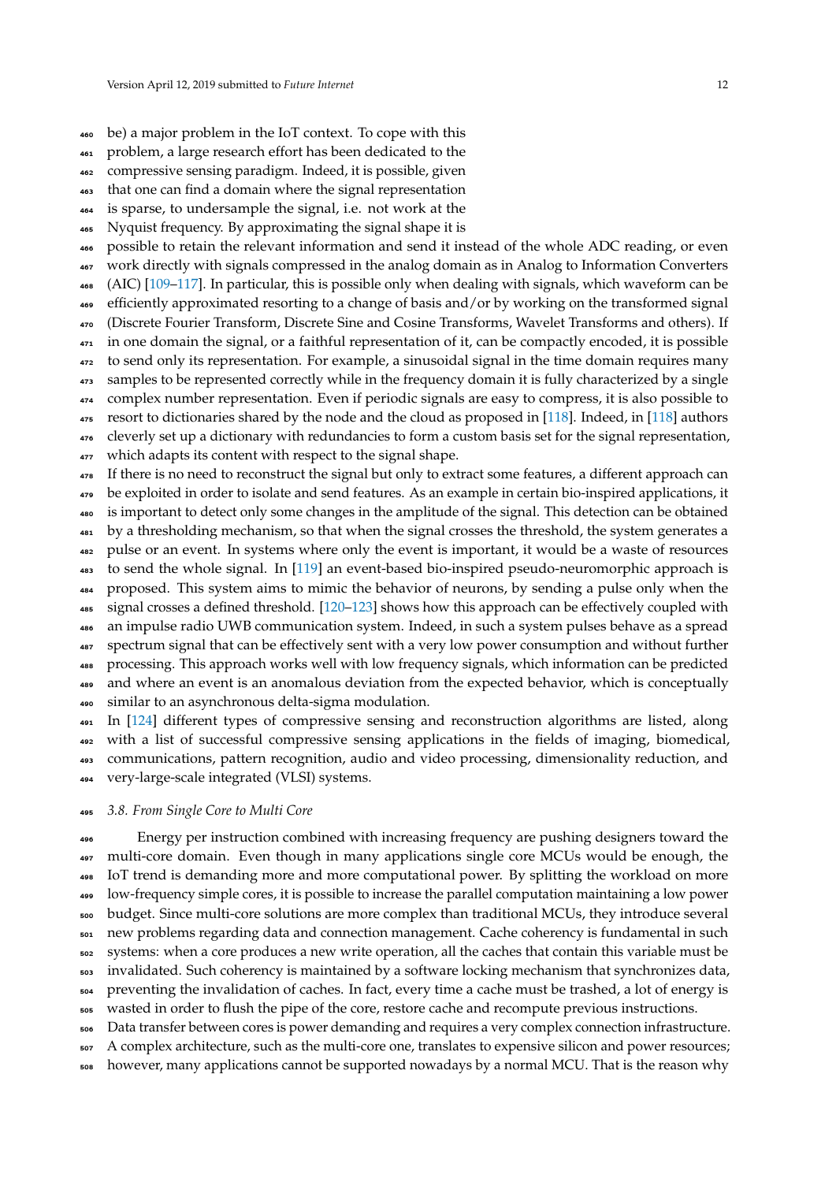be) a major problem in the IoT context. To cope with this problem, a large research effort has been dedicated to the compressive sensing paradigm. Indeed, it is possible, given that one can find a domain where the signal representation is sparse, to undersample the signal, i.e. not work at the Nyquist frequency. By approximating the signal shape it is possible to retain the relevant information and send it instead of the whole ADC reading, or even work directly with signals compressed in the analog domain as in Analog to Information Converters (AIC) [109–117]. In particular, this is possible only when dealing with signals, which waveform can be efficiently approximated resorting to a change of basis and/or by working on the transformed signal (Discrete Fourier Transform, Discrete Sine and Cosine Transforms, Wavelet Transforms and others). If in one domain the signal, or a faithful representation of it, can be compactly encoded, it is possible to send only its representation. For example, a sinusoidal signal in the time domain requires many samples to be represented correctly while in the frequency domain it is fully characterized by a single complex number representation. Even if periodic signals are easy to compress, it is also possible to resort to dictionaries shared by the node and the cloud as proposed in [118]. Indeed, in [118] authors cleverly set up a dictionary with redundancies to form a custom basis set for the signal representation, which adapts its content with respect to the signal shape.

If there is no need to reconstruct the signal but only to extract some features, a different approach can be exploited in order to isolate and send features. As an example in certain bio-inspired applications, it is important to detect only some changes in the amplitude of the signal. This detection can be obtained by a thresholding mechanism, so that when the signal crosses the threshold, the system generates a pulse or an event. In systems where only the event is important, it would be a waste of resources to send the whole signal. In [119] an event-based bio-inspired pseudo-neuromorphic approach is proposed. This system aims to mimic the behavior of neurons, by sending a pulse only when the signal crosses a defined threshold. [120–123] shows how this approach can be effectively coupled with an impulse radio UWB communication system. Indeed, in such a system pulses behave as a spread spectrum signal that can be effectively sent with a very low power consumption and without further processing. This approach works well with low frequency signals, which information can be predicted and where an event is an anomalous deviation from the expected behavior, which is conceptually similar to an asynchronous delta-sigma modulation.

In [124] different types of compressive sensing and reconstruction algorithms are listed, along with a list of successful compressive sensing applications in the fields of imaging, biomedical, communications, pattern recognition, audio and video processing, dimensionality reduction, and very-large-scale integrated (VLSI) systems.

### 3.8. From Single Core to Multi Core

Energy per instruction combined with increasing frequency are pushing designers toward the multi-core domain. Even though in many applications single core MCUs would be enough, the IoT trend is demanding more and more computational power. By splitting the workload on more low-frequency simple cores, it is possible to increase the parallel computation maintaining a low power budget. Since multi-core solutions are more complex than traditional MCUs, they introduce several new problems regarding data and connection management. Cache coherency is fundamental in such systems: when a core produces a new write operation, all the caches that contain this variable must be invalidated. Such coherency is maintained by a software locking mechanism that synchronizes data, preventing the invalidation of caches. In fact, every time a cache must be trashed, a lot of energy is wasted in order to flush the pipe of the core, restore cache and recompute previous instructions.

Data transfer between cores is power demanding and requires a very complex connection infrastructure. A complex architecture, such as the multi-core one, translates to expensive silicon and power resources; however, many applications cannot be supported nowadays by a normal MCU. That is the reason why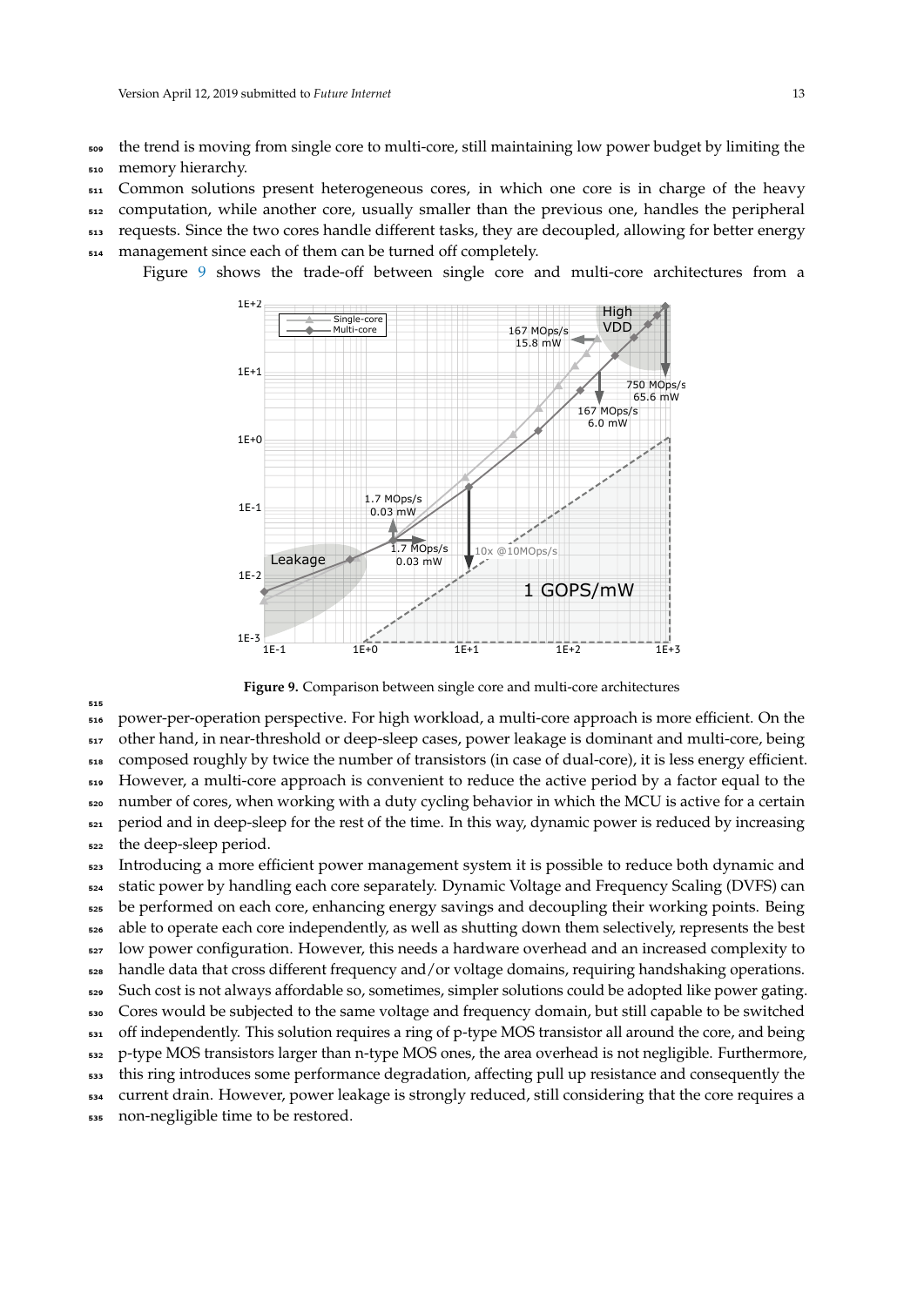the trend is moving from single core to multi-core, still maintaining low power budget by limiting the memory hierarchy.

Common solutions present heterogeneous cores, in which one core is in charge of the heavy computation, while another core, usually smaller than the previous one, handles the peripheral requests. Since the two cores handle different tasks, they are decoupled, allowing for better energy management since each of them can be turned off completely.

Figure 9 shows the trade-off between single core and multi-core architectures from a

1E+2
1E+1
1E+0
1E-1
1E-2
1E-3
1E-1
1E+0
1E+1
1E+2
1E+3
Single-core
Multi-core
High VDD
167 MOps/s
15.8 mW
750 MOps/s
65.6 mW
167 MOps/s
6.0 mW
1.7 MOps/s
0.03 mW
1.7 MOps/s
0.03 mW
Leakage
10x @10MOps/s
1 GOPS/mW

**Figure 9.** Comparison between single core and multi-core architectures

power-per-operation perspective. For high workload, a multi-core approach is more efficient. On the other hand, in near-threshold or deep-sleep cases, power leakage is dominant and multi-core, being composed roughly by twice the number of transistors (in case of dual-core), it is less energy efficient. However, a multi-core approach is convenient to reduce the active period by a factor equal to the number of cores, when working with a duty cycling behavior in which the MCU is active for a certain period and in deep-sleep for the rest of the time. In this way, dynamic power is reduced by increasing the deep-sleep period.

Introducing a more efficient power management system it is possible to reduce both dynamic and static power by handling each core separately. Dynamic Voltage and Frequency Scaling (DVFS) can be performed on each core, enhancing energy savings and decoupling their working points. Being able to operate each core independently, as well as shutting down them selectively, represents the best low power configuration. However, this needs a hardware overhead and an increased complexity to handle data that cross different frequency and/or voltage domains, requiring handshaking operations. Such cost is not always affordable so, sometimes, simpler solutions could be adopted like power gating. Cores would be subjected to the same voltage and frequency domain, but still capable to be switched off independently. This solution requires a ring of p-type MOS transistor all around the core, and being p-type MOS transistors larger than n-type MOS ones, the area overhead is not negligible. Furthermore, this ring introduces some performance degradation, affecting pull up resistance and consequently the current drain. However, power leakage is strongly reduced, still considering that the core requires a non-negligible time to be restored.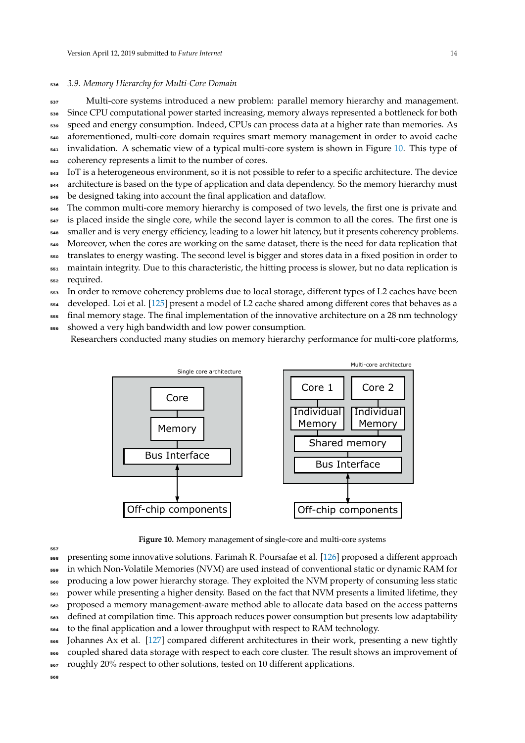### 3.9. Memory Hierarchy for Multi-Core Domain

Multi-core systems introduced a new problem: parallel memory hierarchy and management. Since CPU computational power started increasing, memory always represented a bottleneck for both speed and energy consumption. Indeed, CPUs can process data at a higher rate than memories. As aforementioned, multi-core domain requires smart memory management in order to avoid cache invalidation. A schematic view of a typical multi-core system is shown in Figure 10. This type of coherency represents a limit to the number of cores.

IoT is a heterogeneous environment, so it is not possible to refer to a specific architecture. The device architecture is based on the type of application and data dependency. So the memory hierarchy must be designed taking into account the final application and dataflow.

The common multi-core memory hierarchy is composed of two levels, the first one is private and is placed inside the single core, while the second layer is common to all the cores. The first one is smaller and is very energy efficiency, leading to a lower hit latency, but it presents coherency problems. Moreover, when the cores are working on the same dataset, there is the need for data replication that translates to energy wasting. The second level is bigger and stores data in a fixed position in order to maintain integrity. Due to this characteristic, the hitting process is slower, but no data replication is required.

In order to remove coherency problems due to local storage, different types of L2 caches have been developed. Loi et al. [125] present a model of L2 cache shared among different cores that behaves as a final memory stage. The final implementation of the innovative architecture on a 28 nm technology showed a very high bandwidth and low power consumption.

Researchers conducted many studies on memory hierarchy performance for multi-core platforms, presenting some innovative solutions. Farimah R. Poursafae et al. [126] proposed a different approach in which Non-Volatile Memories (NVM) are used instead of conventional static or dynamic RAM for producing a low power hierarchy storage. They exploited the NVM property of consuming less static power while presenting a higher density. Based on the fact that NVM presents a limited lifetime, they proposed a memory management-aware method able to allocate data based on the access patterns defined at compilation time. This approach reduces power consumption but presents low adaptability to the final application and a lower throughput with respect to RAM technology.

Johannes Ax et al. [127] compared different architectures in their work, presenting a new tightly coupled shared data storage with respect to each core cluster. The result shows an improvement of roughly 20% respect to other solutions, tested on 10 different applications.

Figure 10. Memory management of single-core and multi-core systems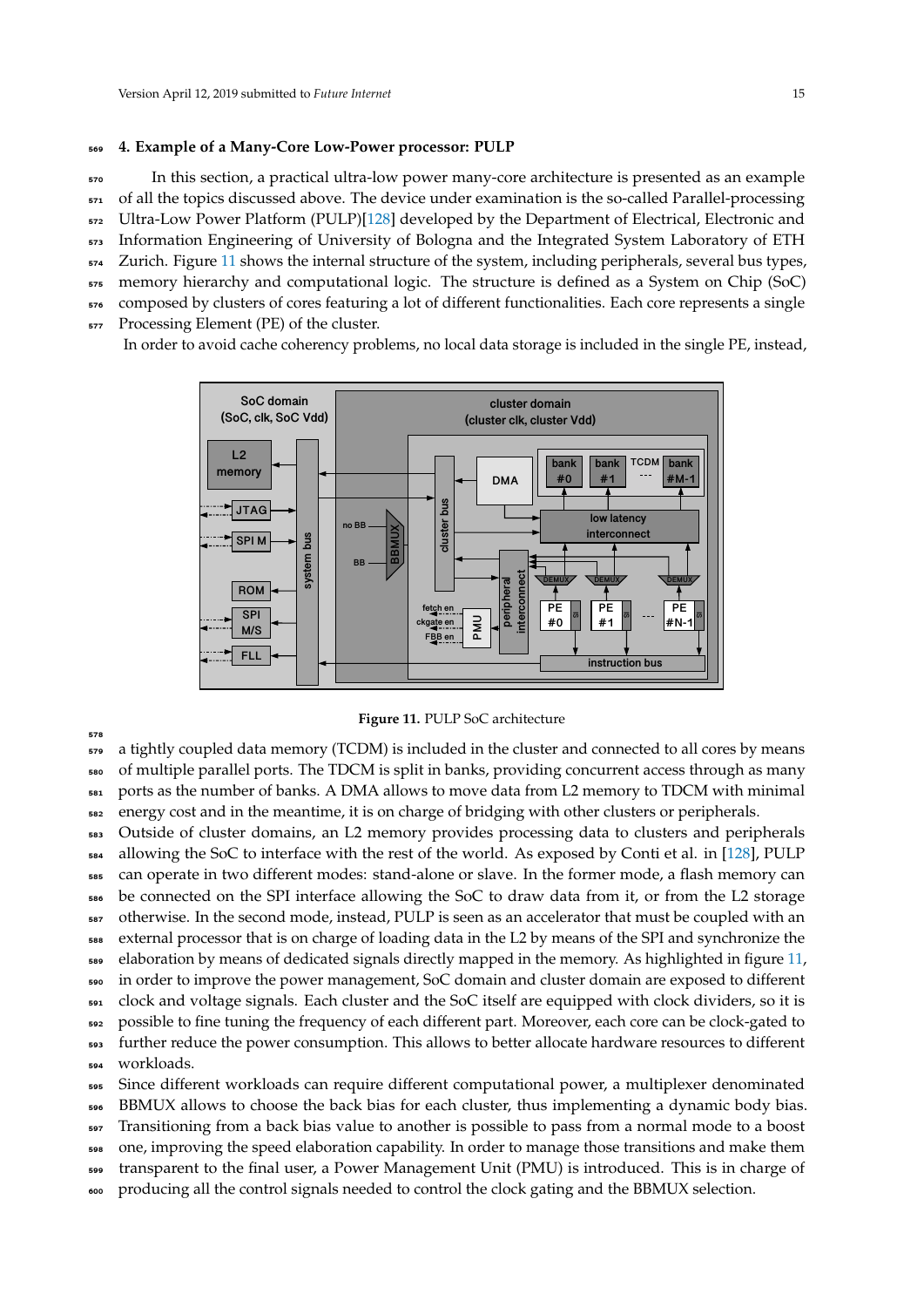## 4. Example of a Many-Core Low-Power processor: PULP

In this section, a practical ultra-low power many-core architecture is presented as an example of all the topics discussed above. The device under examination is the so-called Parallel-processing Ultra-Low Power Platform (PULP)[128] developed by the Department of Electrical, Electronic and Information Engineering of University of Bologna and the Integrated System Laboratory of ETH Zurich. Figure 11 shows the internal structure of the system, including peripherals, several bus types, memory hierarchy and computational logic. The structure is defined as a System on Chip (SoC) composed by clusters of cores featuring a lot of different functionalities. Each core represents a single Processing Element (PE) of the cluster.

In order to avoid cache coherency problems, no local data storage is included in the single PE, instead,

SoC domain
(SoC, clk, SoC Vdd)
cluster domain
(cluster clk, cluster Vdd)
L2 memory
JTAG
SPI M
ROM
SPI M/S
FLL
system bus
no BB
BB
BBMUX
cluster bus
DMA
bank #0
bank #1
TCDM
bank #M-1
low latency interconnect
fetch en
ckgate en
FBB en
PMU
peripheral interconnect
DEMUX
DEMUX
DEMUX
PE #0
PE #1
PE #N-1
instruction bus

**Figure 11.** PULP SoC architecture

a tightly coupled data memory (TCDM) is included in the cluster and connected to all cores by means of multiple parallel ports. The TDCM is split in banks, providing concurrent access through as many ports as the number of banks. A DMA allows to move data from L2 memory to TDCM with minimal energy cost and in the meantime, it is on charge of bridging with other clusters or peripherals. Outside of cluster domains, an L2 memory provides processing data to clusters and peripherals allowing the SoC to interface with the rest of the world. As exposed by Conti et al. in [128], PULP can operate in two different modes: stand-alone or slave. In the former mode, a flash memory can be connected on the SPI interface allowing the SoC to draw data from it, or from the L2 storage otherwise. In the second mode, instead, PULP is seen as an accelerator that must be coupled with an external processor that is on charge of loading data in the L2 by means of the SPI and synchronize the elaboration by means of dedicated signals directly mapped in the memory. As highlighted in figure 11, in order to improve the power management, SoC domain and cluster domain are exposed to different clock and voltage signals. Each cluster and the SoC itself are equipped with clock dividers, so it is possible to fine tuning the frequency of each different part. Moreover, each core can be clock-gated to further reduce the power consumption. This allows to better allocate hardware resources to different workloads.
Since different workloads can require different computational power, a multiplexer denominated BBMUX allows to choose the back bias for each cluster, thus implementing a dynamic body bias. Transitioning from a back bias value to another is possible to pass from a normal mode to a boost one, improving the speed elaboration capability. In order to manage those transitions and make them transparent to the final user, a Power Management Unit (PMU) is introduced. This is in charge of producing all the control signals needed to control the clock gating and the BBMUX selection.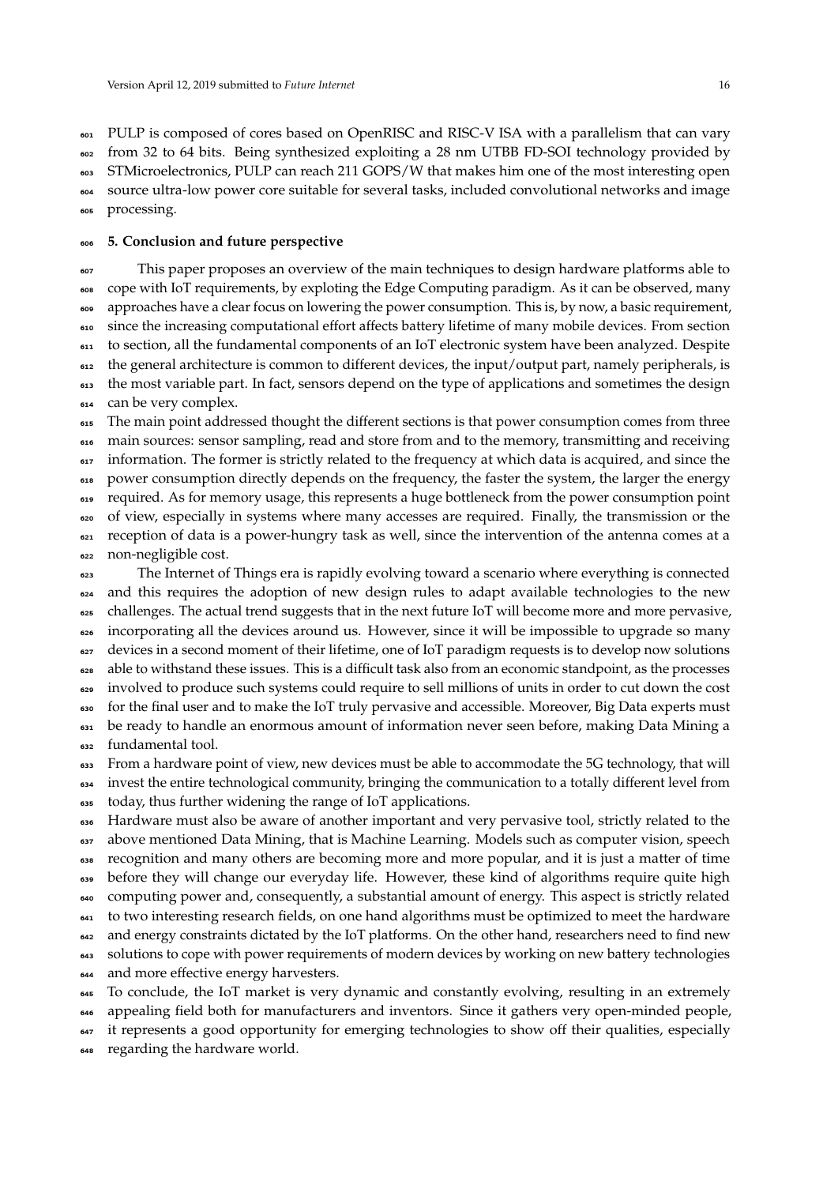PULP is composed of cores based on OpenRISC and RISC-V ISA with a parallelism that can vary from 32 to 64 bits. Being synthesized exploiting a 28 nm UTBB FD-SOI technology provided by STMicroelectronics, PULP can reach 211 GOPS/W that makes him one of the most interesting open source ultra-low power core suitable for several tasks, included convolutional networks and image processing.

## 5. Conclusion and future perspective

This paper proposes an overview of the main techniques to design hardware platforms able to cope with IoT requirements, by exploting the Edge Computing paradigm. As it can be observed, many approaches have a clear focus on lowering the power consumption. This is, by now, a basic requirement, since the increasing computational effort affects battery lifetime of many mobile devices. From section to section, all the fundamental components of an IoT electronic system have been analyzed. Despite the general architecture is common to different devices, the input/output part, namely peripherals, is the most variable part. In fact, sensors depend on the type of applications and sometimes the design can be very complex.

The main point addressed thought the different sections is that power consumption comes from three main sources: sensor sampling, read and store from and to the memory, transmitting and receiving information. The former is strictly related to the frequency at which data is acquired, and since the power consumption directly depends on the frequency, the faster the system, the larger the energy required. As for memory usage, this represents a huge bottleneck from the power consumption point of view, especially in systems where many accesses are required. Finally, the transmission or the reception of data is a power-hungry task as well, since the intervention of the antenna comes at a non-negligible cost.

The Internet of Things era is rapidly evolving toward a scenario where everything is connected and this requires the adoption of new design rules to adapt available technologies to the new challenges. The actual trend suggests that in the next future IoT will become more and more pervasive, incorporating all the devices around us. However, since it will be impossible to upgrade so many devices in a second moment of their lifetime, one of IoT paradigm requests is to develop now solutions able to withstand these issues. This is a difficult task also from an economic standpoint, as the processes involved to produce such systems could require to sell millions of units in order to cut down the cost for the final user and to make the IoT truly pervasive and accessible. Moreover, Big Data experts must be ready to handle an enormous amount of information never seen before, making Data Mining a fundamental tool.

From a hardware point of view, new devices must be able to accommodate the 5G technology, that will invest the entire technological community, bringing the communication to a totally different level from today, thus further widening the range of IoT applications.

Hardware must also be aware of another important and very pervasive tool, strictly related to the above mentioned Data Mining, that is Machine Learning. Models such as computer vision, speech recognition and many others are becoming more and more popular, and it is just a matter of time before they will change our everyday life. However, these kind of algorithms require quite high computing power and, consequently, a substantial amount of energy. This aspect is strictly related to two interesting research fields, on one hand algorithms must be optimized to meet the hardware and energy constraints dictated by the IoT platforms. On the other hand, researchers need to find new solutions to cope with power requirements of modern devices by working on new battery technologies and more effective energy harvesters.

To conclude, the IoT market is very dynamic and constantly evolving, resulting in an extremely appealing field both for manufacturers and inventors. Since it gathers very open-minded people, it represents a good opportunity for emerging technologies to show off their qualities, especially regarding the hardware world.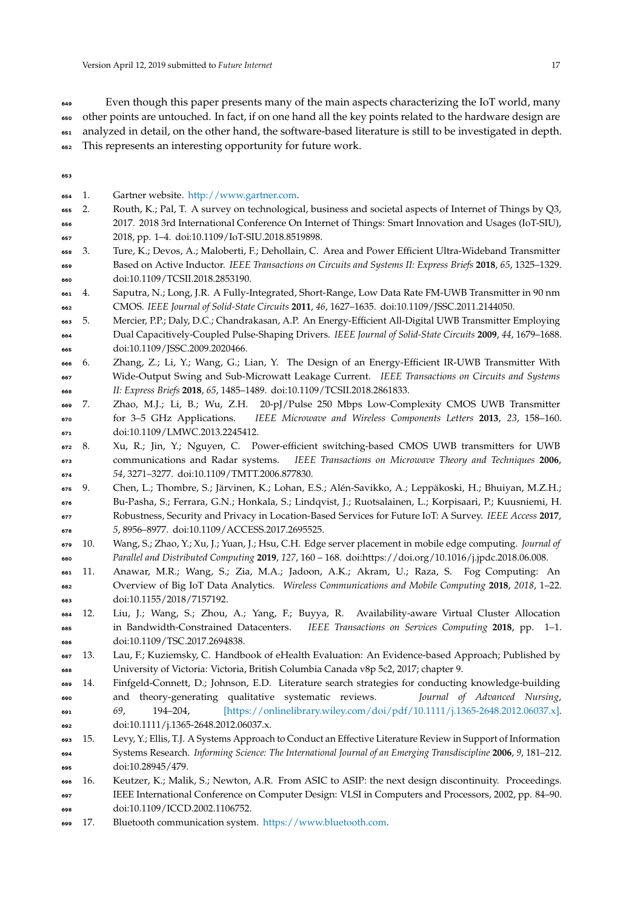Even though this paper presents many of the main aspects characterizing the IoT world, many other points are untouched. In fact, if on one hand all the key points related to the hardware design are analyzed in detail, on the other hand, the software-based literature is still to be investigated in depth. This represents an interesting opportunity for future work.

1. Gartner website. http://www.gartner.com.
2. Routh, K.; Pal, T. A survey on technological, business and societal aspects of Internet of Things by Q3, 2017. 2018 3rd International Conference On Internet of Things: Smart Innovation and Usages (IoT-SIU), 2018, pp. 1–4. doi:10.1109/IoT-SIU.2018.8519898.
3. Ture, K.; Devos, A.; Maloberti, F.; Dehollain, C. Area and Power Efficient Ultra-Wideband Transmitter Based on Active Inductor. *IEEE Transactions on Circuits and Systems II: Express Briefs* **2018**, *65*, 1325–1329. doi:10.1109/TCSII.2018.2853190.
4. Saputra, N.; Long, J.R. A Fully-Integrated, Short-Range, Low Data Rate FM-UWB Transmitter in 90 nm CMOS. *IEEE Journal of Solid-State Circuits* **2011**, *46*, 1627–1635. doi:10.1109/JSSC.2011.2144050.
5. Mercier, P.P.; Daly, D.C.; Chandrakasan, A.P. An Energy-Efficient All-Digital UWB Transmitter Employing Dual Capacitively-Coupled Pulse-Shaping Drivers. *IEEE Journal of Solid-State Circuits* **2009**, *44*, 1679–1688. doi:10.1109/JSSC.2009.2020466.
6. Zhang, Z.; Li, Y.; Wang, G.; Lian, Y. The Design of an Energy-Efficient IR-UWB Transmitter With Wide-Output Swing and Sub-Microwatt Leakage Current. *IEEE Transactions on Circuits and Systems II: Express Briefs* **2018**, *65*, 1485–1489. doi:10.1109/TCSII.2018.2861833.
7. Zhao, M.J.; Li, B.; Wu, Z.H. 20-pJ/Pulse 250 Mbps Low-Complexity CMOS UWB Transmitter for 3–5 GHz Applications. *IEEE Microwave and Wireless Components Letters* **2013**, *23*, 158–160. doi:10.1109/LMWC.2013.2245412.
8. Xu, R.; Jin, Y.; Nguyen, C. Power-efficient switching-based CMOS UWB transmitters for UWB communications and Radar systems. *IEEE Transactions on Microwave Theory and Techniques* **2006**, *54*, 3271–3277. doi:10.1109/TMTT.2006.877830.
9. Chen, L.; Thombre, S.; Järvinen, K.; Lohan, E.S.; Alén-Savikko, A.; Leppäkoski, H.; Bhuiyan, M.Z.H.; Bu-Pasha, S.; Ferrara, G.N.; Honkala, S.; Lindqvist, J.; Ruotsalainen, L.; Korpisaari, P.; Kuusniemi, H. Robustness, Security and Privacy in Location-Based Services for Future IoT: A Survey. *IEEE Access* **2017**, *5*, 8956–8977. doi:10.1109/ACCESS.2017.2695525.
10. Wang, S.; Zhao, Y.; Xu, J.; Yuan, J.; Hsu, C.H. Edge server placement in mobile edge computing. *Journal of Parallel and Distributed Computing* **2019**, *127*, 160 – 168. doi:https://doi.org/10.1016/j.jpdc.2018.06.008.
11. Anawar, M.R.; Wang, S.; Zia, M.A.; Jadoon, A.K.; Akram, U.; Raza, S. Fog Computing: An Overview of Big IoT Data Analytics. *Wireless Communications and Mobile Computing* **2018**, *2018*, 1–22. doi:10.1155/2018/7157192.
12. Liu, J.; Wang, S.; Zhou, A.; Yang, F.; Buyya, R. Availability-aware Virtual Cluster Allocation in Bandwidth-Constrained Datacenters. *IEEE Transactions on Services Computing* **2018**, pp. 1–1. doi:10.1109/TSC.2017.2694838.
13. Lau, F.; Kuziemsky, C. Handbook of eHealth Evaluation: An Evidence-based Approach; Published by University of Victoria: Victoria, British Columbia Canada v8p 5c2, 2017; chapter 9.
14. Finfgeld-Connett, D.; Johnson, E.D. Literature search strategies for conducting knowledge-building and theory-generating qualitative systematic reviews. *Journal of Advanced Nursing*, *69*, 194–204, [https://onlinelibrary.wiley.com/doi/pdf/10.1111/j.1365-2648.2012.06037.x]. doi:10.1111/j.1365-2648.2012.06037.x.
15. Levy, Y.; Ellis, T.J. A Systems Approach to Conduct an Effective Literature Review in Support of Information Systems Research. *Informing Science: The International Journal of an Emerging Transdiscipline* **2006**, *9*, 181–212. doi:10.28945/479.
16. Keutzer, K.; Malik, S.; Newton, A.R. From ASIC to ASIP: the next design discontinuity. Proceedings. IEEE International Conference on Computer Design: VLSI in Computers and Processors, 2002, pp. 84–90. doi:10.1109/ICCD.2002.1106752.
17. Bluetooth communication system. https://www.bluetooth.com.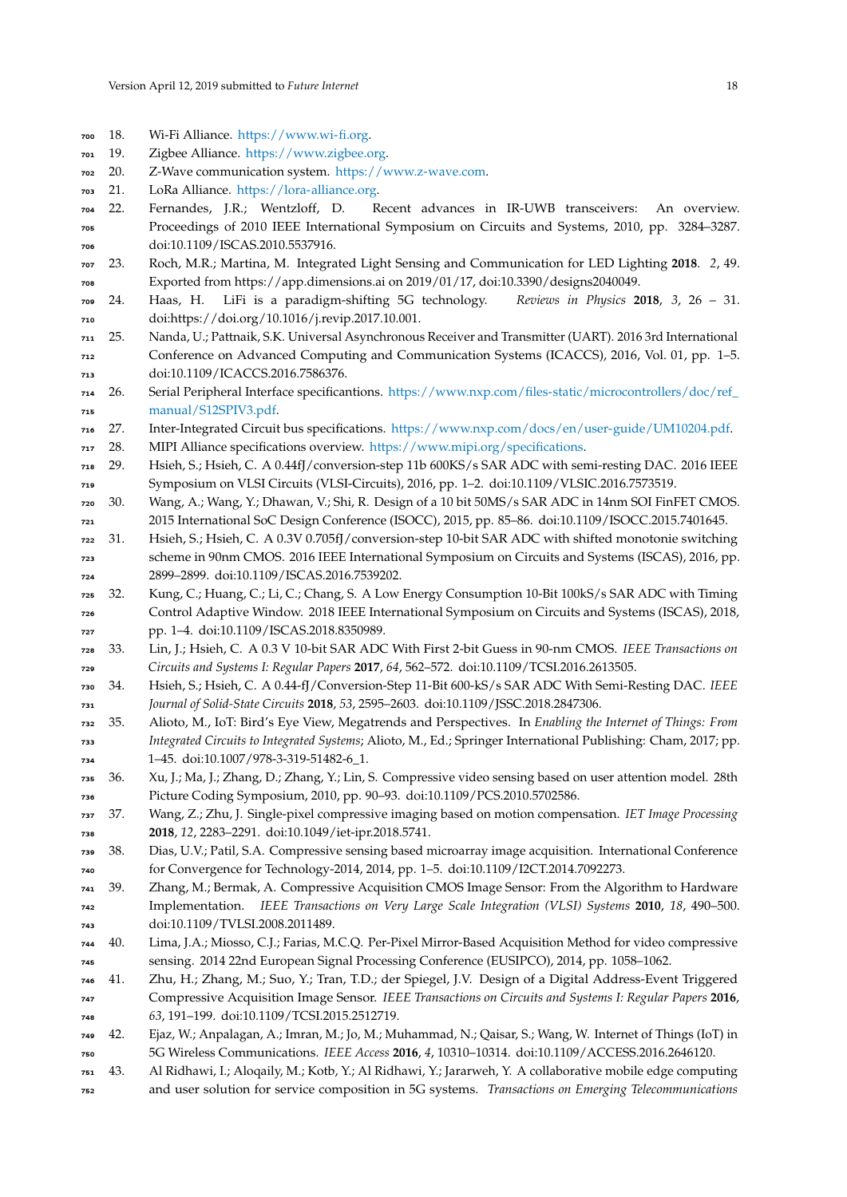18. Wi-Fi Alliance. https://www.wi-fi.org.
19. Zigbee Alliance. https://www.zigbee.org.
20. Z-Wave communication system. https://www.z-wave.com.
21. LoRa Alliance. https://lora-alliance.org.
22. Fernandes, J.R.; Wentzloff, D. Recent advances in IR-UWB transceivers: An overview. Proceedings of 2010 IEEE International Symposium on Circuits and Systems, 2010, pp. 3284–3287. doi:10.1109/ISCAS.2010.5537916.
23. Roch, M.R.; Martina, M. Integrated Light Sensing and Communication for LED Lighting **2018**. *2*, 49. Exported from https://app.dimensions.ai on 2019/01/17, doi:10.3390/designs2040049.
24. Haas, H. LiFi is a paradigm-shifting 5G technology. *Reviews in Physics* **2018**, *3*, 26 – 31. doi:https://doi.org/10.1016/j.revip.2017.10.001.
25. Nanda, U.; Pattnaik, S.K. Universal Asynchronous Receiver and Transmitter (UART). 2016 3rd International Conference on Advanced Computing and Communication Systems (ICACCS), 2016, Vol. 01, pp. 1–5. doi:10.1109/ICACCS.2016.7586376.
26. Serial Peripheral Interface specificantions. https://www.nxp.com/files-static/microcontrollers/doc/ref_manual/S12SPIV3.pdf.
27. Inter-Integrated Circuit bus specifications. https://www.nxp.com/docs/en/user-guide/UM10204.pdf.
28. MIPI Alliance specifications overview. https://www.mipi.org/specifications.
29. Hsieh, S.; Hsieh, C. A 0.44fJ/conversion-step 11b 600KS/s SAR ADC with semi-resting DAC. 2016 IEEE Symposium on VLSI Circuits (VLSI-Circuits), 2016, pp. 1–2. doi:10.1109/VLSIC.2016.7573519.
30. Wang, A.; Wang, Y.; Dhawan, V.; Shi, R. Design of a 10 bit 50MS/s SAR ADC in 14nm SOI FinFET CMOS. 2015 International SoC Design Conference (ISOCC), 2015, pp. 85–86. doi:10.1109/ISOCC.2015.7401645.
31. Hsieh, S.; Hsieh, C. A 0.3V 0.705fJ/conversion-step 10-bit SAR ADC with shifted monotonie switching scheme in 90nm CMOS. 2016 IEEE International Symposium on Circuits and Systems (ISCAS), 2016, pp. 2899–2899. doi:10.1109/ISCAS.2016.7539202.
32. Kung, C.; Huang, C.; Li, C.; Chang, S. A Low Energy Consumption 10-Bit 100kS/s SAR ADC with Timing Control Adaptive Window. 2018 IEEE International Symposium on Circuits and Systems (ISCAS), 2018, pp. 1–4. doi:10.1109/ISCAS.2018.8350989.
33. Lin, J.; Hsieh, C. A 0.3 V 10-bit SAR ADC With First 2-bit Guess in 90-nm CMOS. *IEEE Transactions on Circuits and Systems I: Regular Papers* **2017**, *64*, 562–572. doi:10.1109/TCSI.2016.2613505.
34. Hsieh, S.; Hsieh, C. A 0.44-fJ/Conversion-Step 11-Bit 600-kS/s SAR ADC With Semi-Resting DAC. *IEEE Journal of Solid-State Circuits* **2018**, *53*, 2595–2603. doi:10.1109/JSSC.2018.2847306.
35. Alioto, M., IoT: Bird's Eye View, Megatrends and Perspectives. In *Enabling the Internet of Things: From Integrated Circuits to Integrated Systems*; Alioto, M., Ed.; Springer International Publishing: Cham, 2017; pp. 1–45. doi:10.1007/978-3-319-51482-6_1.
36. Xu, J.; Ma, J.; Zhang, D.; Zhang, Y.; Lin, S. Compressive video sensing based on user attention model. 28th Picture Coding Symposium, 2010, pp. 90–93. doi:10.1109/PCS.2010.5702586.
37. Wang, Z.; Zhu, J. Single-pixel compressive imaging based on motion compensation. *IET Image Processing* **2018**, *12*, 2283–2291. doi:10.1049/iet-ipr.2018.5741.
38. Dias, U.V.; Patil, S.A. Compressive sensing based microarray image acquisition. International Conference for Convergence for Technology-2014, 2014, pp. 1–5. doi:10.1109/I2CT.2014.7092273.
39. Zhang, M.; Bermak, A. Compressive Acquisition CMOS Image Sensor: From the Algorithm to Hardware Implementation. *IEEE Transactions on Very Large Scale Integration (VLSI) Systems* **2010**, *18*, 490–500. doi:10.1109/TVLSI.2008.2011489.
40. Lima, J.A.; Miosso, C.J.; Farias, M.C.Q. Per-Pixel Mirror-Based Acquisition Method for video compressive sensing. 2014 22nd European Signal Processing Conference (EUSIPCO), 2014, pp. 1058–1062.
41. Zhu, H.; Zhang, M.; Suo, Y.; Tran, T.D.; der Spiegel, J.V. Design of a Digital Address-Event Triggered Compressive Acquisition Image Sensor. *IEEE Transactions on Circuits and Systems I: Regular Papers* **2016**, *63*, 191–199. doi:10.1109/TCSI.2015.2512719.
42. Ejaz, W.; Anpalagan, A.; Imran, M.; Jo, M.; Muhammad, N.; Qaisar, S.; Wang, W. Internet of Things (IoT) in 5G Wireless Communications. *IEEE Access* **2016**, *4*, 10310–10314. doi:10.1109/ACCESS.2016.2646120.
43. Al Ridhawi, I.; Aloqaily, M.; Kotb, Y.; Al Ridhawi, Y.; Jararweh, Y. A collaborative mobile edge computing and user solution for service composition in 5G systems. *Transactions on Emerging Telecommunications*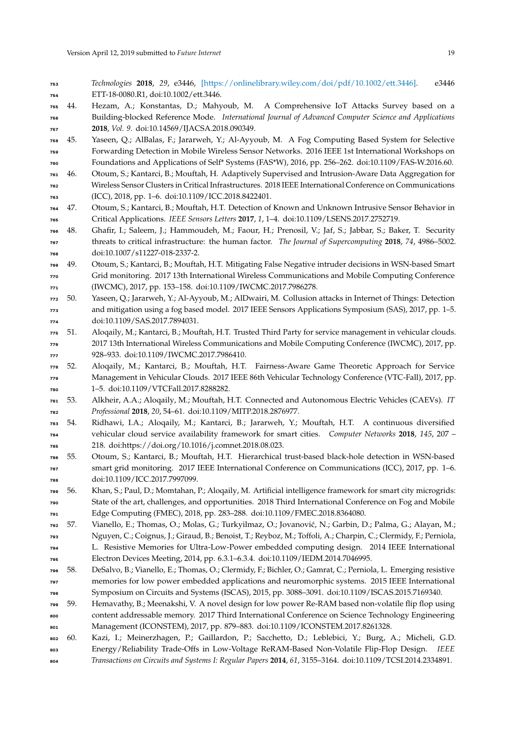*Technologies* **2018**, *29*, e3446, [https://onlinelibrary.wiley.com/doi/pdf/10.1002/ett.3446]. e3446 ETT-18-0080.R1, doi:10.1002/ett.3446.

44. Hezam, A.; Konstantas, D.; Mahyoub, M. A Comprehensive IoT Attacks Survey based on a Building-blocked Reference Mode. *International Journal of Advanced Computer Science and Applications* **2018**, *Vol. 9*. doi:10.14569/IJACSA.2018.090349.
45. Yaseen, Q.; AlBalas, F.; Jararweh, Y.; Al-Ayyoub, M. A Fog Computing Based System for Selective Forwarding Detection in Mobile Wireless Sensor Networks. 2016 IEEE 1st International Workshops on Foundations and Applications of Self* Systems (FAS*W), 2016, pp. 256–262. doi:10.1109/FAS-W.2016.60.
46. Otoum, S.; Kantarci, B.; Mouftah, H. Adaptively Supervised and Intrusion-Aware Data Aggregation for Wireless Sensor Clusters in Critical Infrastructures. 2018 IEEE International Conference on Communications (ICC), 2018, pp. 1–6. doi:10.1109/ICC.2018.8422401.
47. Otoum, S.; Kantarci, B.; Mouftah, H.T. Detection of Known and Unknown Intrusive Sensor Behavior in Critical Applications. *IEEE Sensors Letters* **2017**, *1*, 1–4. doi:10.1109/LSENS.2017.2752719.
48. Ghafir, I.; Saleem, J.; Hammoudeh, M.; Faour, H.; Prenosil, V.; Jaf, S.; Jabbar, S.; Baker, T. Security threats to critical infrastructure: the human factor. *The Journal of Supercomputing* **2018**, *74*, 4986–5002. doi:10.1007/s11227-018-2337-2.
49. Otoum, S.; Kantarci, B.; Mouftah, H.T. Mitigating False Negative intruder decisions in WSN-based Smart Grid monitoring. 2017 13th International Wireless Communications and Mobile Computing Conference (IWCMC), 2017, pp. 153–158. doi:10.1109/IWCMC.2017.7986278.
50. Yaseen, Q.; Jararweh, Y.; Al-Ayyoub, M.; AlDwairi, M. Collusion attacks in Internet of Things: Detection and mitigation using a fog based model. 2017 IEEE Sensors Applications Symposium (SAS), 2017, pp. 1–5. doi:10.1109/SAS.2017.7894031.
51. Aloqaily, M.; Kantarci, B.; Mouftah, H.T. Trusted Third Party for service management in vehicular clouds. 2017 13th International Wireless Communications and Mobile Computing Conference (IWCMC), 2017, pp. 928–933. doi:10.1109/IWCMC.2017.7986410.
52. Aloqaily, M.; Kantarci, B.; Mouftah, H.T. Fairness-Aware Game Theoretic Approach for Service Management in Vehicular Clouds. 2017 IEEE 86th Vehicular Technology Conference (VTC-Fall), 2017, pp. 1–5. doi:10.1109/VTCFall.2017.8288282.
53. Alkheir, A.A.; Aloqaily, M.; Mouftah, H.T. Connected and Autonomous Electric Vehicles (CAEVs). *IT Professional* **2018**, *20*, 54–61. doi:10.1109/MITP.2018.2876977.
54. Ridhawi, I.A.; Aloqaily, M.; Kantarci, B.; Jararweh, Y.; Mouftah, H.T. A continuous diversified vehicular cloud service availability framework for smart cities. *Computer Networks* **2018**, *145*, 207 – 218. doi:https://doi.org/10.1016/j.comnet.2018.08.023.
55. Otoum, S.; Kantarci, B.; Mouftah, H.T. Hierarchical trust-based black-hole detection in WSN-based smart grid monitoring. 2017 IEEE International Conference on Communications (ICC), 2017, pp. 1–6. doi:10.1109/ICC.2017.7997099.
56. Khan, S.; Paul, D.; Momtahan, P.; Aloqaily, M. Artificial intelligence framework for smart city microgrids: State of the art, challenges, and opportunities. 2018 Third International Conference on Fog and Mobile Edge Computing (FMEC), 2018, pp. 283–288. doi:10.1109/FMEC.2018.8364080.
57. Vianello, E.; Thomas, O.; Molas, G.; Turkyilmaz, O.; Jovanović, N.; Garbin, D.; Palma, G.; Alayan, M.; Nguyen, C.; Coignus, J.; Giraud, B.; Benoist, T.; Reyboz, M.; Toffoli, A.; Charpin, C.; Clermidy, F.; Perniola, L. Resistive Memories for Ultra-Low-Power embedded computing design. 2014 IEEE International Electron Devices Meeting, 2014, pp. 6.3.1–6.3.4. doi:10.1109/IEDM.2014.7046995.
58. DeSalvo, B.; Vianello, E.; Thomas, O.; Clermidy, F.; Bichler, O.; Gamrat, C.; Perniola, L. Emerging resistive memories for low power embedded applications and neuromorphic systems. 2015 IEEE International Symposium on Circuits and Systems (ISCAS), 2015, pp. 3088–3091. doi:10.1109/ISCAS.2015.7169340.
59. Hemavathy, B.; Meenakshi, V. A novel design for low power Re-RAM based non-volatile flip flop using content addressable memory. 2017 Third International Conference on Science Technology Engineering Management (ICONSTEM), 2017, pp. 879–883. doi:10.1109/ICONSTEM.2017.8261328.
60. Kazi, I.; Meinerzhagen, P.; Gaillardon, P.; Sacchetto, D.; Leblebici, Y.; Burg, A.; Micheli, G.D. Energy/Reliability Trade-Offs in Low-Voltage ReRAM-Based Non-Volatile Flip-Flop Design. *IEEE Transactions on Circuits and Systems I: Regular Papers* **2014**, *61*, 3155–3164. doi:10.1109/TCSI.2014.2334891.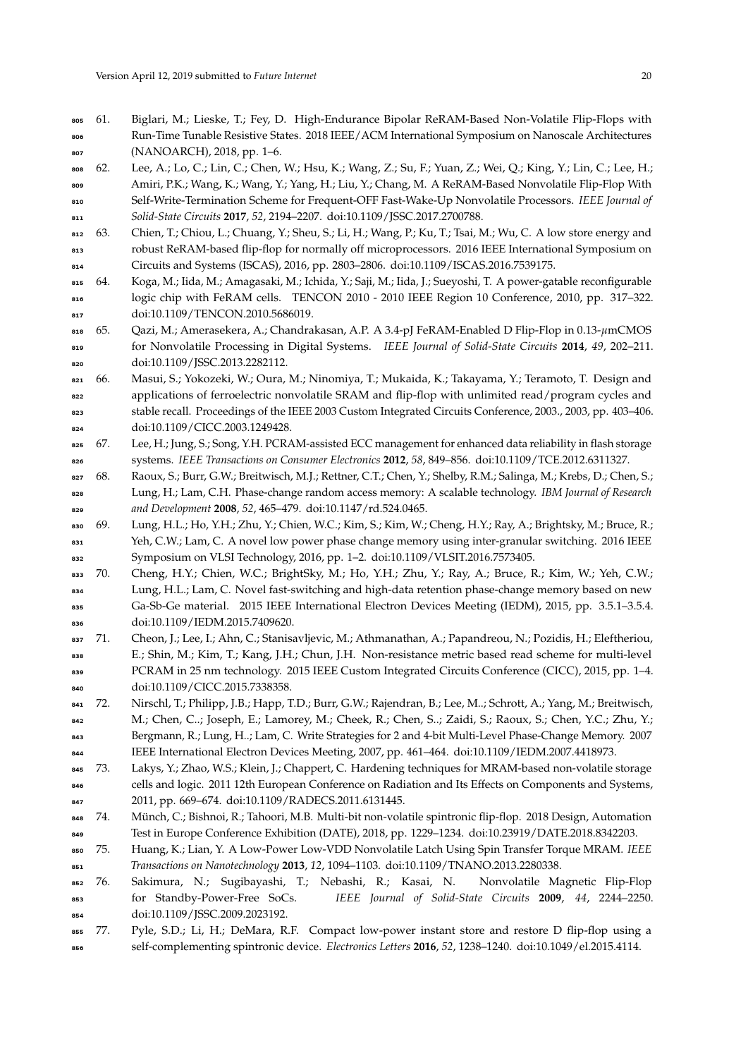61. Biglari, M.; Lieske, T.; Fey, D. High-Endurance Bipolar ReRAM-Based Non-Volatile Flip-Flops with Run-Time Tunable Resistive States. 2018 IEEE/ACM International Symposium on Nanoscale Architectures (NANOARCH), 2018, pp. 1–6.
62. Lee, A.; Lo, C.; Lin, C.; Chen, W.; Hsu, K.; Wang, Z.; Su, F.; Yuan, Z.; Wei, Q.; King, Y.; Lin, C.; Lee, H.; Amiri, P.K.; Wang, K.; Wang, Y.; Yang, H.; Liu, Y.; Chang, M. A ReRAM-Based Nonvolatile Flip-Flop With Self-Write-Termination Scheme for Frequent-OFF Fast-Wake-Up Nonvolatile Processors. *IEEE Journal of Solid-State Circuits* **2017**, *52*, 2194–2207. doi:10.1109/JSSC.2017.2700788.
63. Chien, T.; Chiou, L.; Chuang, Y.; Sheu, S.; Li, H.; Wang, P.; Ku, T.; Tsai, M.; Wu, C. A low store energy and robust ReRAM-based flip-flop for normally off microprocessors. 2016 IEEE International Symposium on Circuits and Systems (ISCAS), 2016, pp. 2803–2806. doi:10.1109/ISCAS.2016.7539175.
64. Koga, M.; Iida, M.; Amagasaki, M.; Ichida, Y.; Saji, M.; Iida, J.; Sueyoshi, T. A power-gatable reconfigurable logic chip with FeRAM cells. TENCON 2010 - 2010 IEEE Region 10 Conference, 2010, pp. 317–322. doi:10.1109/TENCON.2010.5686019.
65. Qazi, M.; Amerasekera, A.; Chandrakasan, A.P. A 3.4-pJ FeRAM-Enabled D Flip-Flop in 0.13-$\mu$mCMOS for Nonvolatile Processing in Digital Systems. *IEEE Journal of Solid-State Circuits* **2014**, *49*, 202–211. doi:10.1109/JSSC.2013.2282112.
66. Masui, S.; Yokozeki, W.; Oura, M.; Ninomiya, T.; Mukaida, K.; Takayama, Y.; Teramoto, T. Design and applications of ferroelectric nonvolatile SRAM and flip-flop with unlimited read/program cycles and stable recall. Proceedings of the IEEE 2003 Custom Integrated Circuits Conference, 2003., 2003, pp. 403–406. doi:10.1109/CICC.2003.1249428.
67. Lee, H.; Jung, S.; Song, Y.H. PCRAM-assisted ECC management for enhanced data reliability in flash storage systems. *IEEE Transactions on Consumer Electronics* **2012**, *58*, 849–856. doi:10.1109/TCE.2012.6311327.
68. Raoux, S.; Burr, G.W.; Breitwisch, M.J.; Rettner, C.T.; Chen, Y.; Shelby, R.M.; Salinga, M.; Krebs, D.; Chen, S.; Lung, H.; Lam, C.H. Phase-change random access memory: A scalable technology. *IBM Journal of Research and Development* **2008**, *52*, 465–479. doi:10.1147/rd.524.0465.
69. Lung, H.L.; Ho, Y.H.; Zhu, Y.; Chien, W.C.; Kim, S.; Kim, W.; Cheng, H.Y.; Ray, A.; Brightsky, M.; Bruce, R.; Yeh, C.W.; Lam, C. A novel low power phase change memory using inter-granular switching. 2016 IEEE Symposium on VLSI Technology, 2016, pp. 1–2. doi:10.1109/VLSIT.2016.7573405.
70. Cheng, H.Y.; Chien, W.C.; BrightSky, M.; Ho, Y.H.; Zhu, Y.; Ray, A.; Bruce, R.; Kim, W.; Yeh, C.W.; Lung, H.L.; Lam, C. Novel fast-switching and high-data retention phase-change memory based on new Ga-Sb-Ge material. 2015 IEEE International Electron Devices Meeting (IEDM), 2015, pp. 3.5.1–3.5.4. doi:10.1109/IEDM.2015.7409620.
71. Cheon, J.; Lee, I.; Ahn, C.; Stanisavljevic, M.; Athmanathan, A.; Papandreou, N.; Pozidis, H.; Eleftheriou, E.; Shin, M.; Kim, T.; Kang, J.H.; Chun, J.H. Non-resistance metric based read scheme for multi-level PCRAM in 25 nm technology. 2015 IEEE Custom Integrated Circuits Conference (CICC), 2015, pp. 1–4. doi:10.1109/CICC.2015.7338358.
72. Nirschl, T.; Philipp, J.B.; Happ, T.D.; Burr, G.W.; Rajendran, B.; Lee, M..; Schrott, A.; Yang, M.; Breitwisch, M.; Chen, C..; Joseph, E.; Lamorey, M.; Cheek, R.; Chen, S..; Zaidi, S.; Raoux, S.; Chen, Y.C.; Zhu, Y.; Bergmann, R.; Lung, H..; Lam, C. Write Strategies for 2 and 4-bit Multi-Level Phase-Change Memory. 2007 IEEE International Electron Devices Meeting, 2007, pp. 461–464. doi:10.1109/IEDM.2007.4418973.
73. Lakys, Y.; Zhao, W.S.; Klein, J.; Chappert, C. Hardening techniques for MRAM-based non-volatile storage cells and logic. 2011 12th European Conference on Radiation and Its Effects on Components and Systems, 2011, pp. 669–674. doi:10.1109/RADECS.2011.6131445.
74. Münch, C.; Bishnoi, R.; Tahoori, M.B. Multi-bit non-volatile spintronic flip-flop. 2018 Design, Automation Test in Europe Conference Exhibition (DATE), 2018, pp. 1229–1234. doi:10.23919/DATE.2018.8342203.
75. Huang, K.; Lian, Y. A Low-Power Low-VDD Nonvolatile Latch Using Spin Transfer Torque MRAM. *IEEE Transactions on Nanotechnology* **2013**, *12*, 1094–1103. doi:10.1109/TNANO.2013.2280338.
76. Sakimura, N.; Sugibayashi, T.; Nebashi, R.; Kasai, N. Nonvolatile Magnetic Flip-Flop for Standby-Power-Free SoCs. *IEEE Journal of Solid-State Circuits* **2009**, *44*, 2244–2250. doi:10.1109/JSSC.2009.2023192.
77. Pyle, S.D.; Li, H.; DeMara, R.F. Compact low-power instant store and restore D flip-flop using a self-complementing spintronic device. *Electronics Letters* **2016**, *52*, 1238–1240. doi:10.1049/el.2015.4114.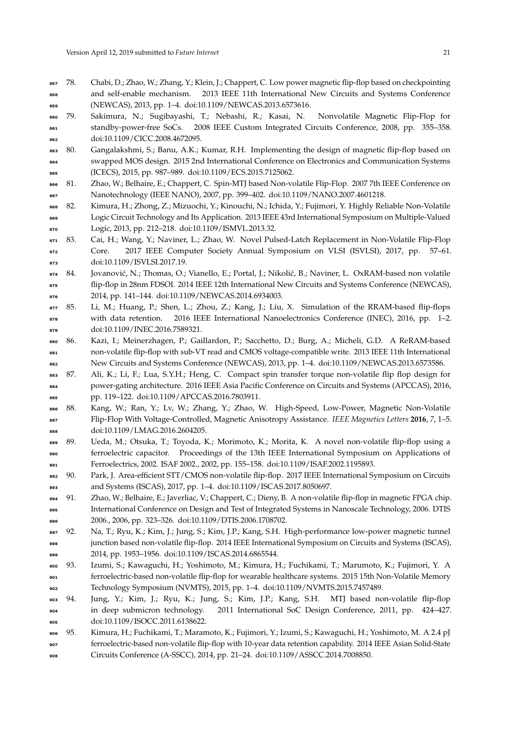78. Chabi, D.; Zhao, W.; Zhang, Y.; Klein, J.; Chappert, C. Low power magnetic flip-flop based on checkpointing and self-enable mechanism. 2013 IEEE 11th International New Circuits and Systems Conference (NEWCAS), 2013, pp. 1–4. doi:10.1109/NEWCAS.2013.6573616.
79. Sakimura, N.; Sugibayashi, T.; Nebashi, R.; Kasai, N. Nonvolatile Magnetic Flip-Flop for standby-power-free SoCs. 2008 IEEE Custom Integrated Circuits Conference, 2008, pp. 355–358. doi:10.1109/CICC.2008.4672095.
80. Gangalakshmi, S.; Banu, A.K.; Kumar, R.H. Implementing the design of magnetic flip-flop based on swapped MOS design. 2015 2nd International Conference on Electronics and Communication Systems (ICECS), 2015, pp. 987–989. doi:10.1109/ECS.2015.7125062.
81. Zhao, W.; Belhaire, E.; Chappert, C. Spin-MTJ based Non-volatile Flip-Flop. 2007 7th IEEE Conference on Nanotechnology (IEEE NANO), 2007, pp. 399–402. doi:10.1109/NANO.2007.4601218.
82. Kimura, H.; Zhong, Z.; Mizuochi, Y.; Kinouchi, N.; Ichida, Y.; Fujimori, Y. Highly Reliable Non-Volatile Logic Circuit Technology and Its Application. 2013 IEEE 43rd International Symposium on Multiple-Valued Logic, 2013, pp. 212–218. doi:10.1109/ISMVL.2013.32.
83. Cai, H.; Wang, Y.; Naviner, L.; Zhao, W. Novel Pulsed-Latch Replacement in Non-Volatile Flip-Flop Core. 2017 IEEE Computer Society Annual Symposium on VLSI (ISVLSI), 2017, pp. 57–61. doi:10.1109/ISVLSI.2017.19.
84. Jovanović, N.; Thomas, O.; Vianello, E.; Portal, J.; Nikolić, B.; Naviner, L. OxRAM-based non volatile flip-flop in 28nm FDSOI. 2014 IEEE 12th International New Circuits and Systems Conference (NEWCAS), 2014, pp. 141–144. doi:10.1109/NEWCAS.2014.6934003.
85. Li, M.; Huang, P.; Shen, L.; Zhou, Z.; Kang, J.; Liu, X. Simulation of the RRAM-based flip-flops with data retention. 2016 IEEE International Nanoelectronics Conference (INEC), 2016, pp. 1–2. doi:10.1109/INEC.2016.7589321.
86. Kazi, I.; Meinerzhagen, P.; Gaillardon, P.; Sacchetto, D.; Burg, A.; Micheli, G.D. A ReRAM-based non-volatile flip-flop with sub-VT read and CMOS voltage-compatible write. 2013 IEEE 11th International New Circuits and Systems Conference (NEWCAS), 2013, pp. 1–4. doi:10.1109/NEWCAS.2013.6573586.
87. Ali, K.; Li, F.; Lua, S.Y.H.; Heng, C. Compact spin transfer torque non-volatile flip flop design for power-gating architecture. 2016 IEEE Asia Pacific Conference on Circuits and Systems (APCCAS), 2016, pp. 119–122. doi:10.1109/APCCAS.2016.7803911.
88. Kang, W.; Ran, Y.; Lv, W.; Zhang, Y.; Zhao, W. High-Speed, Low-Power, Magnetic Non-Volatile Flip-Flop With Voltage-Controlled, Magnetic Anisotropy Assistance. *IEEE Magnetics Letters* **2016**, *7*, 1–5. doi:10.1109/LMAG.2016.2604205.
89. Ueda, M.; Otsuka, T.; Toyoda, K.; Morimoto, K.; Morita, K. A novel non-volatile flip-flop using a ferroelectric capacitor. Proceedings of the 13th IEEE International Symposium on Applications of Ferroelectrics, 2002. ISAF 2002., 2002, pp. 155–158. doi:10.1109/ISAF.2002.1195893.
90. Park, J. Area-efficient STT/CMOS non-volatile flip-flop. 2017 IEEE International Symposium on Circuits and Systems (ISCAS), 2017, pp. 1–4. doi:10.1109/ISCAS.2017.8050697.
91. Zhao, W.; Belhaire, E.; Javerliac, V.; Chappert, C.; Dieny, B. A non-volatile flip-flop in magnetic FPGA chip. International Conference on Design and Test of Integrated Systems in Nanoscale Technology, 2006. DTIS 2006., 2006, pp. 323–326. doi:10.1109/DTIS.2006.1708702.
92. Na, T.; Ryu, K.; Kim, J.; Jung, S.; Kim, J.P.; Kang, S.H. High-performance low-power magnetic tunnel junction based non-volatile flip-flop. 2014 IEEE International Symposium on Circuits and Systems (ISCAS), 2014, pp. 1953–1956. doi:10.1109/ISCAS.2014.6865544.
93. Izumi, S.; Kawaguchi, H.; Yoshimoto, M.; Kimura, H.; Fuchikami, T.; Marumoto, K.; Fujimori, Y. A ferroelectric-based non-volatile flip-flop for wearable healthcare systems. 2015 15th Non-Volatile Memory Technology Symposium (NVMTS), 2015, pp. 1–4. doi:10.1109/NVMTS.2015.7457489.
94. Jung, Y.; Kim, J.; Ryu, K.; Jung, S.; Kim, J.P.; Kang, S.H. MTJ based non-volatile flip-flop in deep submicron technology. 2011 International SoC Design Conference, 2011, pp. 424–427. doi:10.1109/ISOCC.2011.6138622.
95. Kimura, H.; Fuchikami, T.; Maramoto, K.; Fujimori, Y.; Izumi, S.; Kawaguchi, H.; Yoshimoto, M. A 2.4 pJ ferroelectric-based non-volatile flip-flop with 10-year data retention capability. 2014 IEEE Asian Solid-State Circuits Conference (A-SSCC), 2014, pp. 21–24. doi:10.1109/ASSCC.2014.7008850.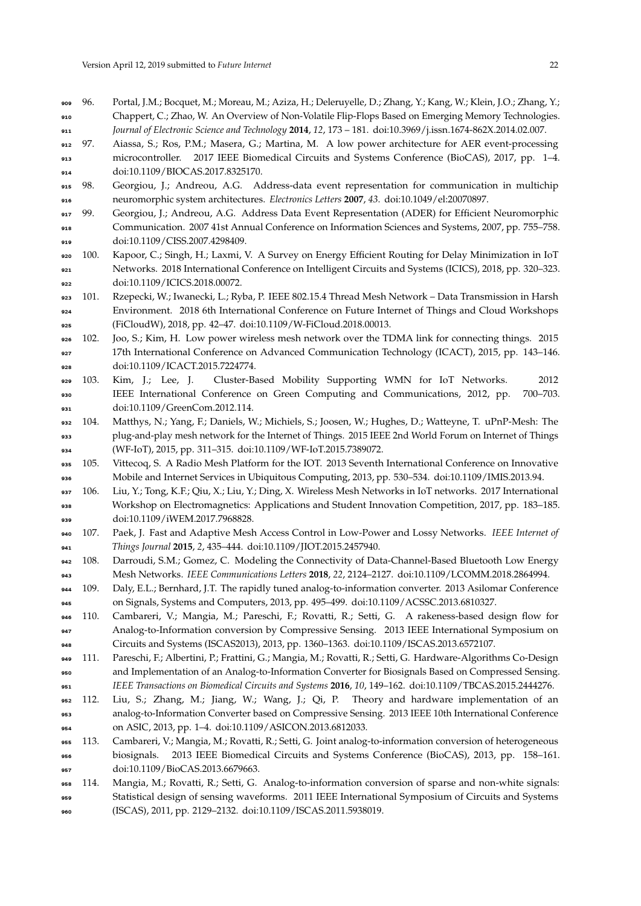96. Portal, J.M.; Bocquet, M.; Moreau, M.; Aziza, H.; Deleruyelle, D.; Zhang, Y.; Kang, W.; Klein, J.O.; Zhang, Y.; Chappert, C.; Zhao, W. An Overview of Non-Volatile Flip-Flops Based on Emerging Memory Technologies. *Journal of Electronic Science and Technology* **2014**, *12*, 173 – 181. doi:10.3969/j.issn.1674-862X.2014.02.007.
97. Aiassa, S.; Ros, P.M.; Masera, G.; Martina, M. A low power architecture for AER event-processing microcontroller. 2017 IEEE Biomedical Circuits and Systems Conference (BioCAS), 2017, pp. 1–4. doi:10.1109/BIOCAS.2017.8325170.
98. Georgiou, J.; Andreou, A.G. Address-data event representation for communication in multichip neuromorphic system architectures. *Electronics Letters* **2007**, *43*. doi:10.1049/el:20070897.
99. Georgiou, J.; Andreou, A.G. Address Data Event Representation (ADER) for Efficient Neuromorphic Communication. 2007 41st Annual Conference on Information Sciences and Systems, 2007, pp. 755–758. doi:10.1109/CISS.2007.4298409.
100. Kapoor, C.; Singh, H.; Laxmi, V. A Survey on Energy Efficient Routing for Delay Minimization in IoT Networks. 2018 International Conference on Intelligent Circuits and Systems (ICICS), 2018, pp. 320–323. doi:10.1109/ICICS.2018.00072.
101. Rzepecki, W.; Iwanecki, L.; Ryba, P. IEEE 802.15.4 Thread Mesh Network – Data Transmission in Harsh Environment. 2018 6th International Conference on Future Internet of Things and Cloud Workshops (FiCloudW), 2018, pp. 42–47. doi:10.1109/W-FiCloud.2018.00013.
102. Joo, S.; Kim, H. Low power wireless mesh network over the TDMA link for connecting things. 2015 17th International Conference on Advanced Communication Technology (ICACT), 2015, pp. 143–146. doi:10.1109/ICACT.2015.7224774.
103. Kim, J.; Lee, J. Cluster-Based Mobility Supporting WMN for IoT Networks. 2012 IEEE International Conference on Green Computing and Communications, 2012, pp. 700–703. doi:10.1109/GreenCom.2012.114.
104. Matthys, N.; Yang, F.; Daniels, W.; Michiels, S.; Joosen, W.; Hughes, D.; Watteyne, T. uPnP-Mesh: The plug-and-play mesh network for the Internet of Things. 2015 IEEE 2nd World Forum on Internet of Things (WF-IoT), 2015, pp. 311–315. doi:10.1109/WF-IoT.2015.7389072.
105. Vittecoq, S. A Radio Mesh Platform for the IOT. 2013 Seventh International Conference on Innovative Mobile and Internet Services in Ubiquitous Computing, 2013, pp. 530–534. doi:10.1109/IMIS.2013.94.
106. Liu, Y.; Tong, K.F.; Qiu, X.; Liu, Y.; Ding, X. Wireless Mesh Networks in IoT networks. 2017 International Workshop on Electromagnetics: Applications and Student Innovation Competition, 2017, pp. 183–185. doi:10.1109/iWEM.2017.7968828.
107. Paek, J. Fast and Adaptive Mesh Access Control in Low-Power and Lossy Networks. *IEEE Internet of Things Journal* **2015**, *2*, 435–444. doi:10.1109/JIOT.2015.2457940.
108. Darroudi, S.M.; Gomez, C. Modeling the Connectivity of Data-Channel-Based Bluetooth Low Energy Mesh Networks. *IEEE Communications Letters* **2018**, *22*, 2124–2127. doi:10.1109/LCOMM.2018.2864994.
109. Daly, E.L.; Bernhard, J.T. The rapidly tuned analog-to-information converter. 2013 Asilomar Conference on Signals, Systems and Computers, 2013, pp. 495–499. doi:10.1109/ACSSC.2013.6810327.
110. Cambareri, V.; Mangia, M.; Pareschi, F.; Rovatti, R.; Setti, G. A rakeness-based design flow for Analog-to-Information conversion by Compressive Sensing. 2013 IEEE International Symposium on Circuits and Systems (ISCAS2013), 2013, pp. 1360–1363. doi:10.1109/ISCAS.2013.6572107.
111. Pareschi, F.; Albertini, P.; Frattini, G.; Mangia, M.; Rovatti, R.; Setti, G. Hardware-Algorithms Co-Design and Implementation of an Analog-to-Information Converter for Biosignals Based on Compressed Sensing. *IEEE Transactions on Biomedical Circuits and Systems* **2016**, *10*, 149–162. doi:10.1109/TBCAS.2015.2444276.
112. Liu, S.; Zhang, M.; Jiang, W.; Wang, J.; Qi, P. Theory and hardware implementation of an analog-to-Information Converter based on Compressive Sensing. 2013 IEEE 10th International Conference on ASIC, 2013, pp. 1–4. doi:10.1109/ASICON.2013.6812033.
113. Cambareri, V.; Mangia, M.; Rovatti, R.; Setti, G. Joint analog-to-information conversion of heterogeneous biosignals. 2013 IEEE Biomedical Circuits and Systems Conference (BioCAS), 2013, pp. 158–161. doi:10.1109/BioCAS.2013.6679663.
114. Mangia, M.; Rovatti, R.; Setti, G. Analog-to-information conversion of sparse and non-white signals: Statistical design of sensing waveforms. 2011 IEEE International Symposium of Circuits and Systems (ISCAS), 2011, pp. 2129–2132. doi:10.1109/ISCAS.2011.5938019.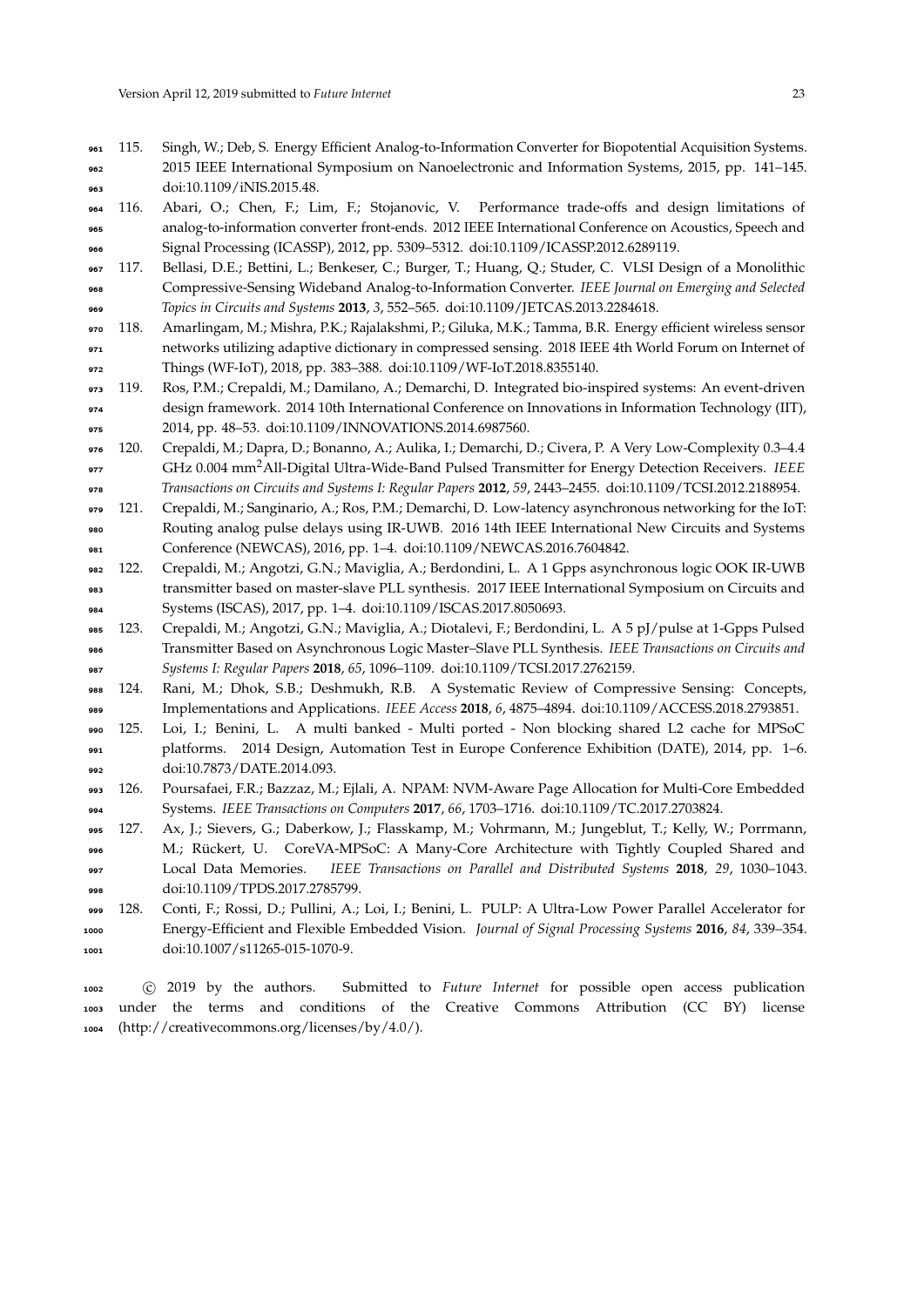115. Singh, W.; Deb, S. Energy Efficient Analog-to-Information Converter for Biopotential Acquisition Systems. 2015 IEEE International Symposium on Nanoelectronic and Information Systems, 2015, pp. 141–145. doi:10.1109/iNIS.2015.48.
116. Abari, O.; Chen, F.; Lim, F.; Stojanovic, V. Performance trade-offs and design limitations of analog-to-information converter front-ends. 2012 IEEE International Conference on Acoustics, Speech and Signal Processing (ICASSP), 2012, pp. 5309–5312. doi:10.1109/ICASSP.2012.6289119.
117. Bellasi, D.E.; Bettini, L.; Benkeser, C.; Burger, T.; Huang, Q.; Studer, C. VLSI Design of a Monolithic Compressive-Sensing Wideband Analog-to-Information Converter. *IEEE Journal on Emerging and Selected Topics in Circuits and Systems* **2013**, *3*, 552–565. doi:10.1109/JETCAS.2013.2284618.
118. Amarlingam, M.; Mishra, P.K.; Rajalakshmi, P.; Giluka, M.K.; Tamma, B.R. Energy efficient wireless sensor networks utilizing adaptive dictionary in compressed sensing. 2018 IEEE 4th World Forum on Internet of Things (WF-IoT), 2018, pp. 383–388. doi:10.1109/WF-IoT.2018.8355140.
119. Ros, P.M.; Crepaldi, M.; Damilano, A.; Demarchi, D. Integrated bio-inspired systems: An event-driven design framework. 2014 10th International Conference on Innovations in Information Technology (IIT), 2014, pp. 48–53. doi:10.1109/INNOVATIONS.2014.6987560.
120. Crepaldi, M.; Dapra, D.; Bonanno, A.; Aulika, I.; Demarchi, D.; Civera, P. A Very Low-Complexity 0.3–4.4 GHz 0.004 $mm^2$ All-Digital Ultra-Wide-Band Pulsed Transmitter for Energy Detection Receivers. *IEEE Transactions on Circuits and Systems I: Regular Papers* **2012**, *59*, 2443–2455. doi:10.1109/TCSI.2012.2188954.
121. Crepaldi, M.; Sanginario, A.; Ros, P.M.; Demarchi, D. Low-latency asynchronous networking for the IoT: Routing analog pulse delays using IR-UWB. 2016 14th IEEE International New Circuits and Systems Conference (NEWCAS), 2016, pp. 1–4. doi:10.1109/NEWCAS.2016.7604842.
122. Crepaldi, M.; Angotzi, G.N.; Maviglia, A.; Berdondini, L. A 1 Gpps asynchronous logic OOK IR-UWB transmitter based on master-slave PLL synthesis. 2017 IEEE International Symposium on Circuits and Systems (ISCAS), 2017, pp. 1–4. doi:10.1109/ISCAS.2017.8050693.
123. Crepaldi, M.; Angotzi, G.N.; Maviglia, A.; Diotalevi, F.; Berdondini, L. A 5 pJ/pulse at 1-Gpps Pulsed Transmitter Based on Asynchronous Logic Master–Slave PLL Synthesis. *IEEE Transactions on Circuits and Systems I: Regular Papers* **2018**, *65*, 1096–1109. doi:10.1109/TCSI.2017.2762159.
124. Rani, M.; Dhok, S.B.; Deshmukh, R.B. A Systematic Review of Compressive Sensing: Concepts, Implementations and Applications. *IEEE Access* **2018**, *6*, 4875–4894. doi:10.1109/ACCESS.2018.2793851.
125. Loi, I.; Benini, L. A multi banked - Multi ported - Non blocking shared L2 cache for MPSoC platforms. 2014 Design, Automation Test in Europe Conference Exhibition (DATE), 2014, pp. 1–6. doi:10.7873/DATE.2014.093.
126. Poursafaei, F.R.; Bazzaz, M.; Ejlali, A. NPAM: NVM-Aware Page Allocation for Multi-Core Embedded Systems. *IEEE Transactions on Computers* **2017**, *66*, 1703–1716. doi:10.1109/TC.2017.2703824.
127. Ax, J.; Sievers, G.; Daberkow, J.; Flasskamp, M.; Vohrmann, M.; Jungeblut, T.; Kelly, W.; Porrmann, M.; Rückert, U. CoreVA-MPSoC: A Many-Core Architecture with Tightly Coupled Shared and Local Data Memories. *IEEE Transactions on Parallel and Distributed Systems* **2018**, *29*, 1030–1043. doi:10.1109/TPDS.2017.2785799.
128. Conti, F.; Rossi, D.; Pullini, A.; Loi, I.; Benini, L. PULP: A Ultra-Low Power Parallel Accelerator for Energy-Efficient and Flexible Embedded Vision. *Journal of Signal Processing Systems* **2016**, *84*, 339–354. doi:10.1007/s11265-015-1070-9.

© 2019 by the authors. Submitted to *Future Internet* for possible open access publication under the terms and conditions of the Creative Commons Attribution (CC BY) license (http://creativecommons.org/licenses/by/4.0/).